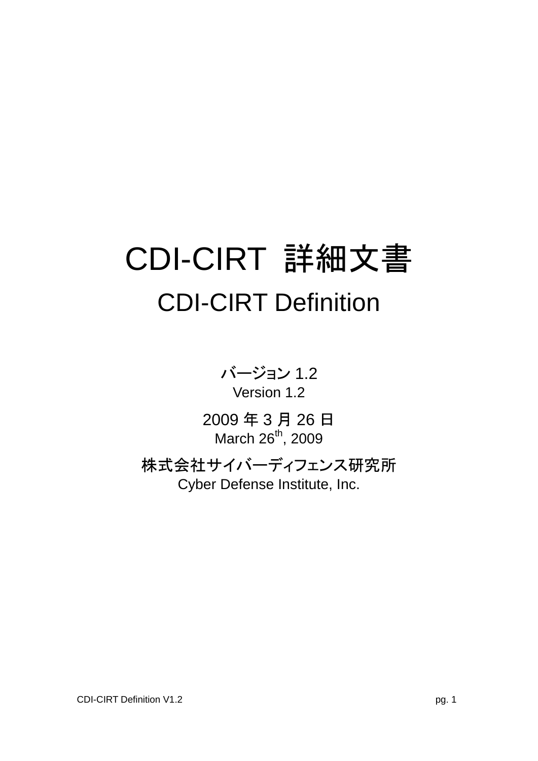# CDI-CIRT 詳細文書

## CDI-CIRT Definition

バージョン 1.2
Version 1.2

2009 年 3 月 26 日
March 26th, 2009

株式会社サイバーディフェンス研究所
Cyber Defense Institute, Inc.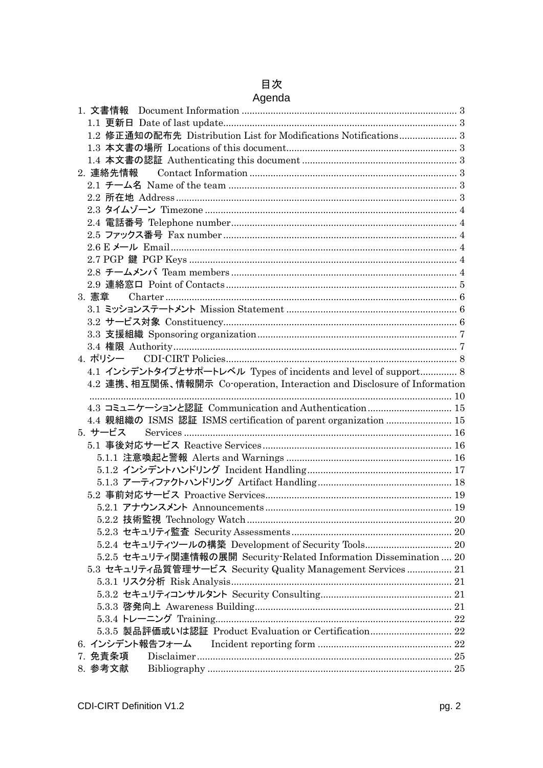# 目次
# Agenda

1. 文書情報　Document Information ........ 3
   - 1.1 更新日 Date of last update ........ 3
   - 1.2 修正通知の配布先 Distribution List for Modifications Notifications ........ 3
   - 1.3 本文書の場所 Locations of this document ........ 3
   - 1.4 本文書の認証 Authenticating this document ........ 3
2. 連絡先情報　Contact Information ........ 3
   - 2.1 チーム名 Name of the team ........ 3
   - 2.2 所在地 Address ........ 3
   - 2.3 タイムゾーン Timezone ........ 4
   - 2.4 電話番号 Telephone number ........ 4
   - 2.5 ファックス番号 Fax number ........ 4
   - 2.6 E メール Email ........ 4
   - 2.7 PGP 鍵 PGP Keys ........ 4
   - 2.8 チームメンバ Team members ........ 4
   - 2.9 連絡窓口 Point of Contacts ........ 5
3. 憲章　Charter ........ 6
   - 3.1 ミッションステートメント Mission Statement ........ 6
   - 3.2 サービス対象 Constituency ........ 6
   - 3.3 支援組織 Sponsoring organization ........ 7
   - 3.4 権限 Authority ........ 7
4. ポリシー　CDI-CIRT Policies ........ 8
   - 4.1 インシデントタイプとサポートレベル Types of incidents and level of support ........ 8
   - 4.2 連携、相互関係、情報開示 Co-operation, Interaction and Disclosure of Information ........ 10
   - 4.3 コミュニケーションと認証 Communication and Authentication ........ 15
   - 4.4 親組織の ISMS 認証 ISMS certification of parent organization ........ 15
5. サービス　Services ........ 16
   - 5.1 事後対応サービス Reactive Services ........ 16
     - 5.1.1 注意喚起と警報 Alerts and Warnings ........ 16
     - 5.1.2 インシデントハンドリング Incident Handling ........ 17
     - 5.1.3 アーティファクトハンドリング Artifact Handling ........ 18
   - 5.2 事前対応サービス Proactive Services ........ 19
     - 5.2.1 アナウンスメント Announcements ........ 19
     - 5.2.2 技術監視 Technology Watch ........ 20
     - 5.2.3 セキュリティ監査 Security Assessments ........ 20
     - 5.2.4 セキュリティツールの構築 Development of Security Tools ........ 20
     - 5.2.5 セキュリティ関連情報の展開 Security-Related Information Dissemination ........ 20
   - 5.3 セキュリティ品質管理サービス Security Quality Management Services ........ 21
     - 5.3.1 リスク分析 Risk Analysis ........ 21
     - 5.3.2 セキュリティコンサルタント Security Consulting ........ 21
     - 5.3.3 啓発向上 Awareness Building ........ 21
     - 5.3.4 トレーニング Training ........ 22
     - 5.3.5 製品評価或いは認証 Product Evaluation or Certification ........ 22
6. インシデント報告フォーム　Incident reporting form ........ 22
7. 免責条項　Disclaimer ........ 25
8. 参考文献　Bibliography ........ 25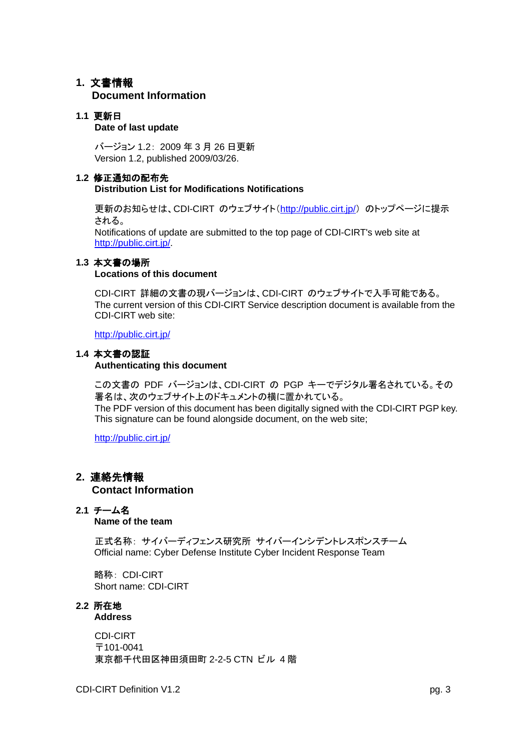# 1. 文書情報
# Document Information

## 1.1 更新日
## Date of last update

バージョン 1.2：2009 年 3 月 26 日更新
Version 1.2, published 2009/03/26.

## 1.2 修正通知の配布先
## Distribution List for Modifications Notifications

更新のお知らせは、CDI-CIRT のウェブサイト（http://public.cirt.jp/）のトップページに提示される。
Notifications of update are submitted to the top page of CDI-CIRT's web site at http://public.cirt.jp/.

## 1.3 本文書の場所
## Locations of this document

CDI-CIRT 詳細の文書の現バージョンは、CDI-CIRT のウェブサイトで入手可能である。
The current version of this CDI-CIRT Service description document is available from the CDI-CIRT web site:

http://public.cirt.jp/

## 1.4 本文書の認証
## Authenticating this document

この文書の PDF バージョンは、CDI-CIRT の PGP キーでデジタル署名されている。その署名は、次のウェブサイト上のドキュメントの横に置かれている。
The PDF version of this document has been digitally signed with the CDI-CIRT PGP key. This signature can be found alongside document, on the web site;

http://public.cirt.jp/

# 2. 連絡先情報
# Contact Information

## 2.1 チーム名
## Name of the team

正式名称：サイバーディフェンス研究所 サイバーインシデントレスポンスチーム
Official name: Cyber Defense Institute Cyber Incident Response Team

略称：CDI-CIRT
Short name: CDI-CIRT

## 2.2 所在地
## Address

CDI-CIRT
〒101-0041
東京都千代田区神田須田町 2-2-5 CTN ビル 4 階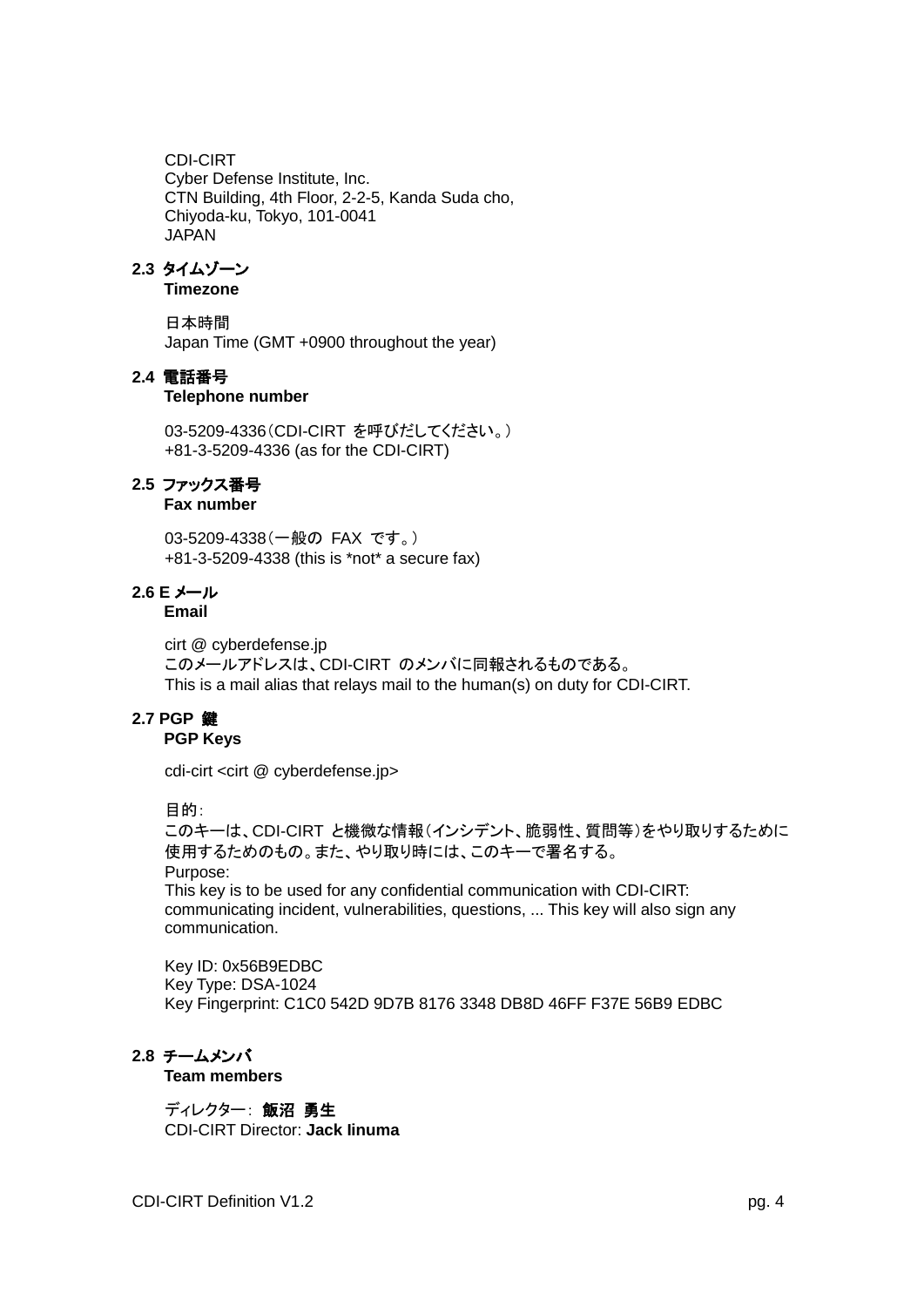CDI-CIRT
Cyber Defense Institute, Inc.
CTN Building, 4th Floor, 2-2-5, Kanda Suda cho,
Chiyoda-ku, Tokyo, 101-0041
JAPAN

### 2.3 タイムゾーン
**Timezone**

日本時間
Japan Time (GMT +0900 throughout the year)

### 2.4 電話番号
**Telephone number**

03-5209-4336（CDI-CIRT を呼びだしてください。）
+81-3-5209-4336 (as for the CDI-CIRT)

### 2.5 ファックス番号
**Fax number**

03-5209-4338（一般の FAX です。）
+81-3-5209-4338 (this is *not* a secure fax)

### 2.6 E メール
**Email**

cirt @ cyberdefense.jp
このメールアドレスは、CDI-CIRT のメンバに同報されるものである。
This is a mail alias that relays mail to the human(s) on duty for CDI-CIRT.

### 2.7 PGP 鍵
**PGP Keys**

cdi-cirt <cirt @ cyberdefense.jp>

目的：
このキーは、CDI-CIRT と機微な情報（インシデント、脆弱性、質問等）をやり取りするために使用するためのもの。また、やり取り時には、このキーで署名する。
Purpose:
This key is to be used for any confidential communication with CDI-CIRT: communicating incident, vulnerabilities, questions, ... This key will also sign any communication.

Key ID: 0x56B9EDBC
Key Type: DSA-1024
Key Fingerprint: C1C0 542D 9D7B 8176 3348 DB8D 46FF F37E 56B9 EDBC

### 2.8 チームメンバ
**Team members**

ディレクター： **飯沼 勇生**
CDI-CIRT Director: **Jack Iinuma**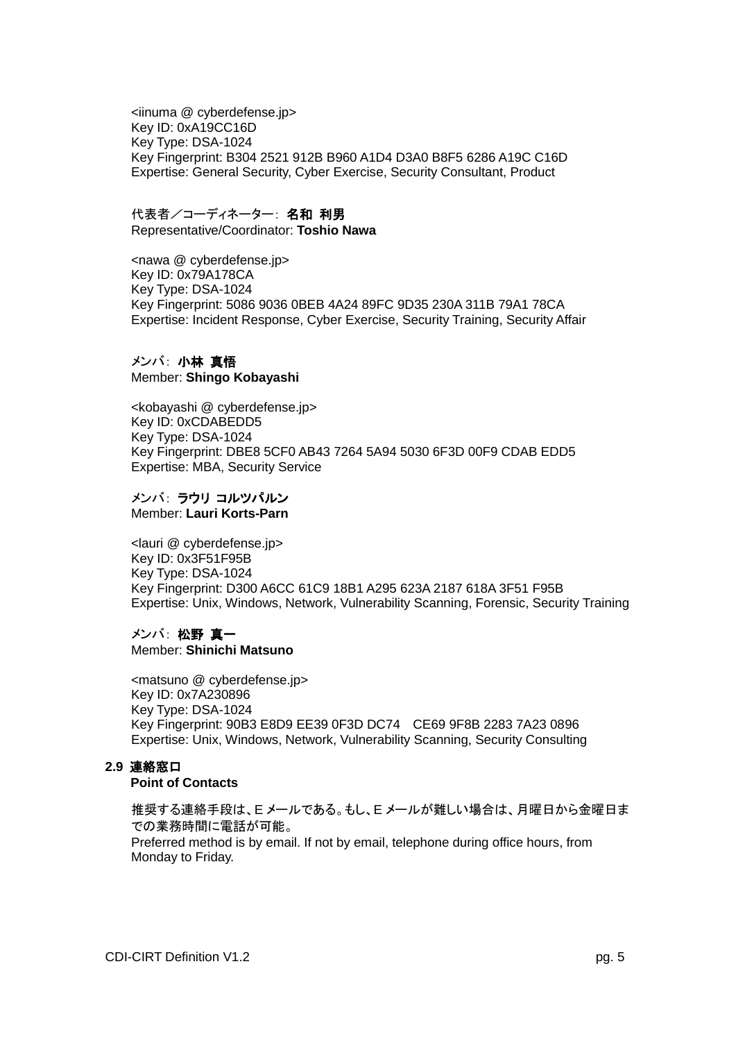<iinuma @ cyberdefense.jp>
Key ID: 0xA19CC16D
Key Type: DSA-1024
Key Fingerprint: B304 2521 912B B960 A1D4 D3A0 B8F5 6286 A19C C16D
Expertise: General Security, Cyber Exercise, Security Consultant, Product

代表者／コーディネーター: **名和 利男**
Representative/Coordinator: **Toshio Nawa**

<nawa @ cyberdefense.jp>
Key ID: 0x79A178CA
Key Type: DSA-1024
Key Fingerprint: 5086 9036 0BEB 4A24 89FC 9D35 230A 311B 79A1 78CA
Expertise: Incident Response, Cyber Exercise, Security Training, Security Affair

メンバ: **小林 真悟**
Member: **Shingo Kobayashi**

<kobayashi @ cyberdefense.jp>
Key ID: 0xCDABEDD5
Key Type: DSA-1024
Key Fingerprint: DBE8 5CF0 AB43 7264 5A94 5030 6F3D 00F9 CDAB EDD5
Expertise: MBA, Security Service

メンバ: **ラウリ コルツパルン**
Member: **Lauri Korts-Parn**

<lauri @ cyberdefense.jp>
Key ID: 0x3F51F95B
Key Type: DSA-1024
Key Fingerprint: D300 A6CC 61C9 18B1 A295 623A 2187 618A 3F51 F95B
Expertise: Unix, Windows, Network, Vulnerability Scanning, Forensic, Security Training

メンバ: **松野 真一**
Member: **Shinichi Matsuno**

<matsuno @ cyberdefense.jp>
Key ID: 0x7A230896
Key Type: DSA-1024
Key Fingerprint: 90B3 E8D9 EE39 0F3D DC74 CE69 9F8B 2283 7A23 0896
Expertise: Unix, Windows, Network, Vulnerability Scanning, Security Consulting

### 2.9 連絡窓口
### Point of Contacts

推奨する連絡手段は、E メールである。もし、E メールが難しい場合は、月曜日から金曜日までの業務時間に電話が可能。
Preferred method is by email. If not by email, telephone during office hours, from Monday to Friday.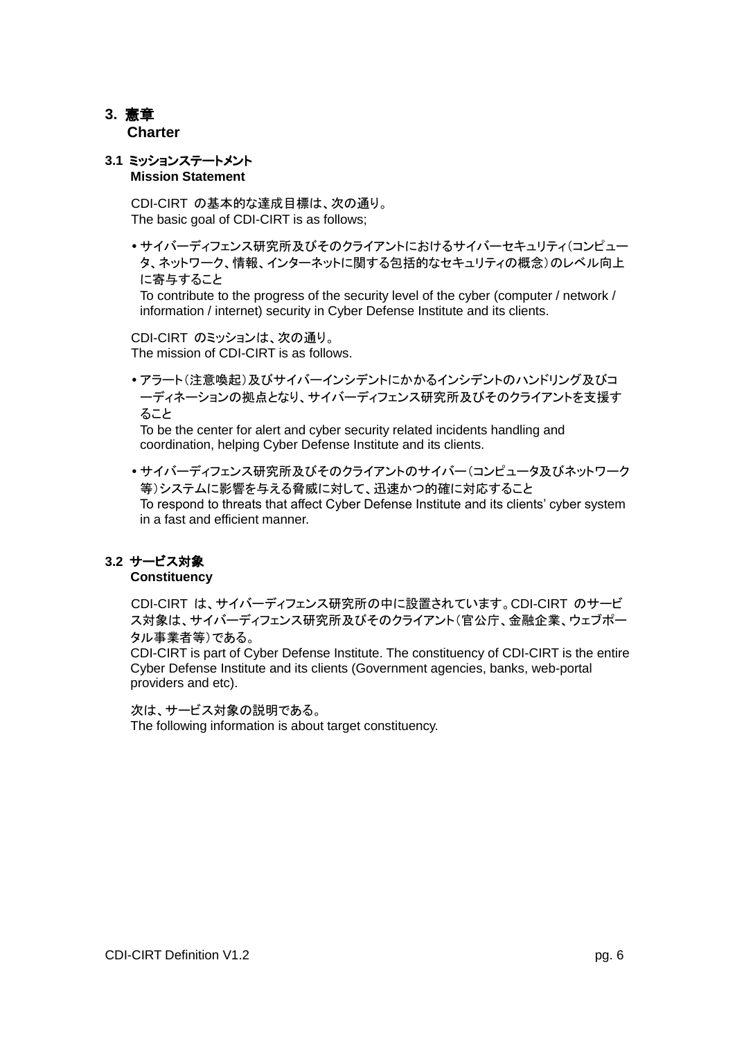# 3. 憲章
Charter

## 3.1 ミッションステートメント
**Mission Statement**

CDI-CIRT の基本的な達成目標は、次の通り。
The basic goal of CDI-CIRT is as follows;

- サイバーディフェンス研究所及びそのクライアントにおけるサイバーセキュリティ（コンピュータ、ネットワーク、情報、インターネットに関する包括的なセキュリティの概念）のレベル向上に寄与すること
  To contribute to the progress of the security level of the cyber (computer / network / information / internet) security in Cyber Defense Institute and its clients.

CDI-CIRT のミッションは、次の通り。
The mission of CDI-CIRT is as follows.

- アラート（注意喚起）及びサイバーインシデントにかかるインシデントのハンドリング及びコーディネーションの拠点となり、サイバーディフェンス研究所及びそのクライアントを支援すること
  To be the center for alert and cyber security related incidents handling and coordination, helping Cyber Defense Institute and its clients.
- サイバーディフェンス研究所及びそのクライアントのサイバー（コンピュータ及びネットワーク等）システムに影響を与える脅威に対して、迅速かつ的確に対応すること
  To respond to threats that affect Cyber Defense Institute and its clients' cyber system in a fast and efficient manner.

## 3.2 サービス対象
**Constituency**

CDI-CIRT は、サイバーディフェンス研究所の中に設置されています。CDI-CIRT のサービス対象は、サイバーディフェンス研究所及びそのクライアント（官公庁、金融企業、ウェブポータル事業者等）である。
CDI-CIRT is part of Cyber Defense Institute. The constituency of CDI-CIRT is the entire Cyber Defense Institute and its clients (Government agencies, banks, web-portal providers and etc).

次は、サービス対象の説明である。
The following information is about target constituency.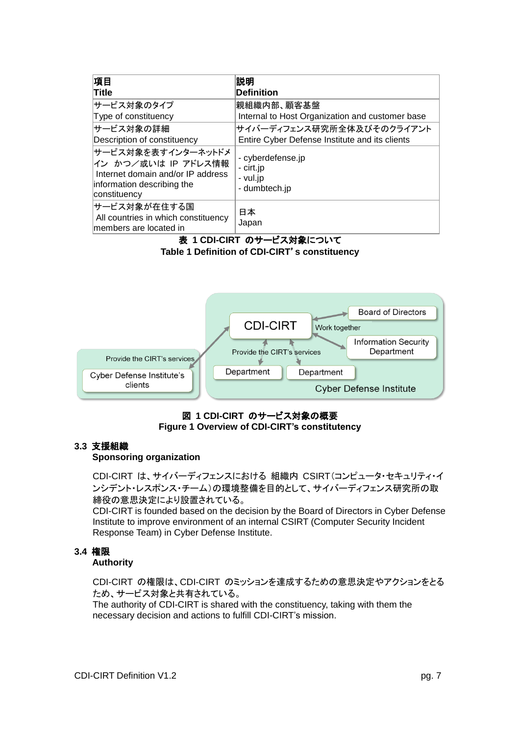| 項目<br>Title | 説明<br>Definition |
|---|---|
| サービス対象のタイプ<br>Type of constituency | 親組織内部、顧客基盤<br>Internal to Host Organization and customer base |
| サービス対象の詳細<br>Description of constituency | サイバーディフェンス研究所全体及びそのクライアント<br>Entire Cyber Defense Institute and its clients |
| サービス対象を表すインターネットドメイン かつ／或いは IP アドレス情報<br>Internet domain and/or IP address information describing the constituency | - cyberdefense.jp<br>- cirt.jp<br>- vul.jp<br>- dumbtech.jp |
| サービス対象が在住する国<br>All countries in which constituency members are located in | 日本<br>Japan |

**表 1 CDI-CIRT のサービス対象について**
**Table 1 Definition of CDI-CIRT's constituency**

**図 1 CDI-CIRT のサービス対象の概要**
**Figure 1 Overview of CDI-CIRT's constitutency**

### 3.3 支援組織
**Sponsoring organization**

CDI-CIRT は、サイバーディフェンスにおける 組織内 CSIRT(コンピュータ・セキュリティ・インシデント・レスポンス・チーム)の環境整備を目的として、サイバーディフェンス研究所の取締役の意思決定により設置されている。
CDI-CIRT is founded based on the decision by the Board of Directors in Cyber Defense Institute to improve environment of an internal CSIRT (Computer Security Incident Response Team) in Cyber Defense Institute.

### 3.4 権限
**Authority**

CDI-CIRT の権限は、CDI-CIRT のミッションを達成するための意思決定やアクションをとるため、サービス対象と共有されている。
The authority of CDI-CIRT is shared with the constituency, taking with them the necessary decision and actions to fulfill CDI-CIRT's mission.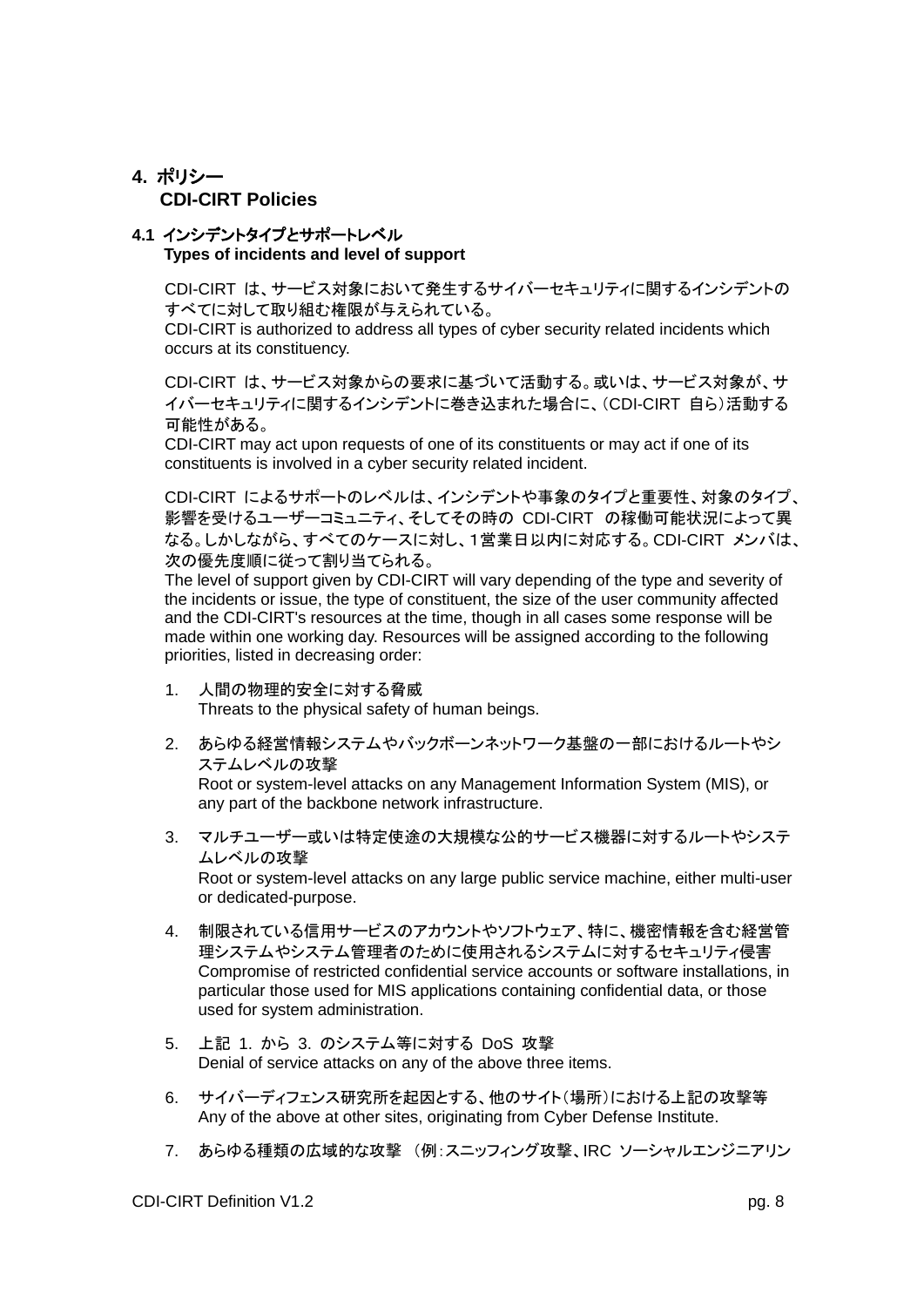# 4. ポリシー
CDI-CIRT Policies

## 4.1 インシデントタイプとサポートレベル
Types of incidents and level of support

CDI-CIRT は、サービス対象において発生するサイバーセキュリティに関するインシデントのすべてに対して取り組む権限が与えられている。
CDI-CIRT is authorized to address all types of cyber security related incidents which occurs at its constituency.

CDI-CIRT は、サービス対象からの要求に基づいて活動する。或いは、サービス対象が、サイバーセキュリティに関するインシデントに巻き込まれた場合に、（CDI-CIRT 自ら）活動する可能性がある。
CDI-CIRT may act upon requests of one of its constituents or may act if one of its constituents is involved in a cyber security related incident.

CDI-CIRT によるサポートのレベルは、インシデントや事象のタイプと重要性、対象のタイプ、影響を受けるユーザーコミュニティ、そしてその時の CDI-CIRT の稼働可能状況によって異なる。しかしながら、すべてのケースに対し、1営業日以内に対応する。CDI-CIRT メンバは、次の優先度順に従って割り当てられる。
The level of support given by CDI-CIRT will vary depending of the type and severity of the incidents or issue, the type of constituent, the size of the user community affected and the CDI-CIRT's resources at the time, though in all cases some response will be made within one working day. Resources will be assigned according to the following priorities, listed in decreasing order:

1. 人間の物理的安全に対する脅威
   Threats to the physical safety of human beings.

2. あらゆる経営情報システムやバックボーンネットワーク基盤の一部におけるルートやシステムレベルの攻撃
   Root or system-level attacks on any Management Information System (MIS), or any part of the backbone network infrastructure.

3. マルチユーザー或いは特定使途の大規模な公的サービス機器に対するルートやシステムレベルの攻撃
   Root or system-level attacks on any large public service machine, either multi-user or dedicated-purpose.

4. 制限されている信用サービスのアカウントやソフトウェア、特に、機密情報を含む経営管理システムやシステム管理者のために使用されるシステムに対するセキュリティ侵害
   Compromise of restricted confidential service accounts or software installations, in particular those used for MIS applications containing confidential data, or those used for system administration.

5. 上記 1. から 3. のシステム等に対する DoS 攻撃
   Denial of service attacks on any of the above three items.

6. サイバーディフェンス研究所を起因とする、他のサイト（場所）における上記の攻撃等
   Any of the above at other sites, originating from Cyber Defense Institute.

7. あらゆる種類の広域的な攻撃 （例：スニッフィング攻撃、IRC ソーシャルエンジニアリン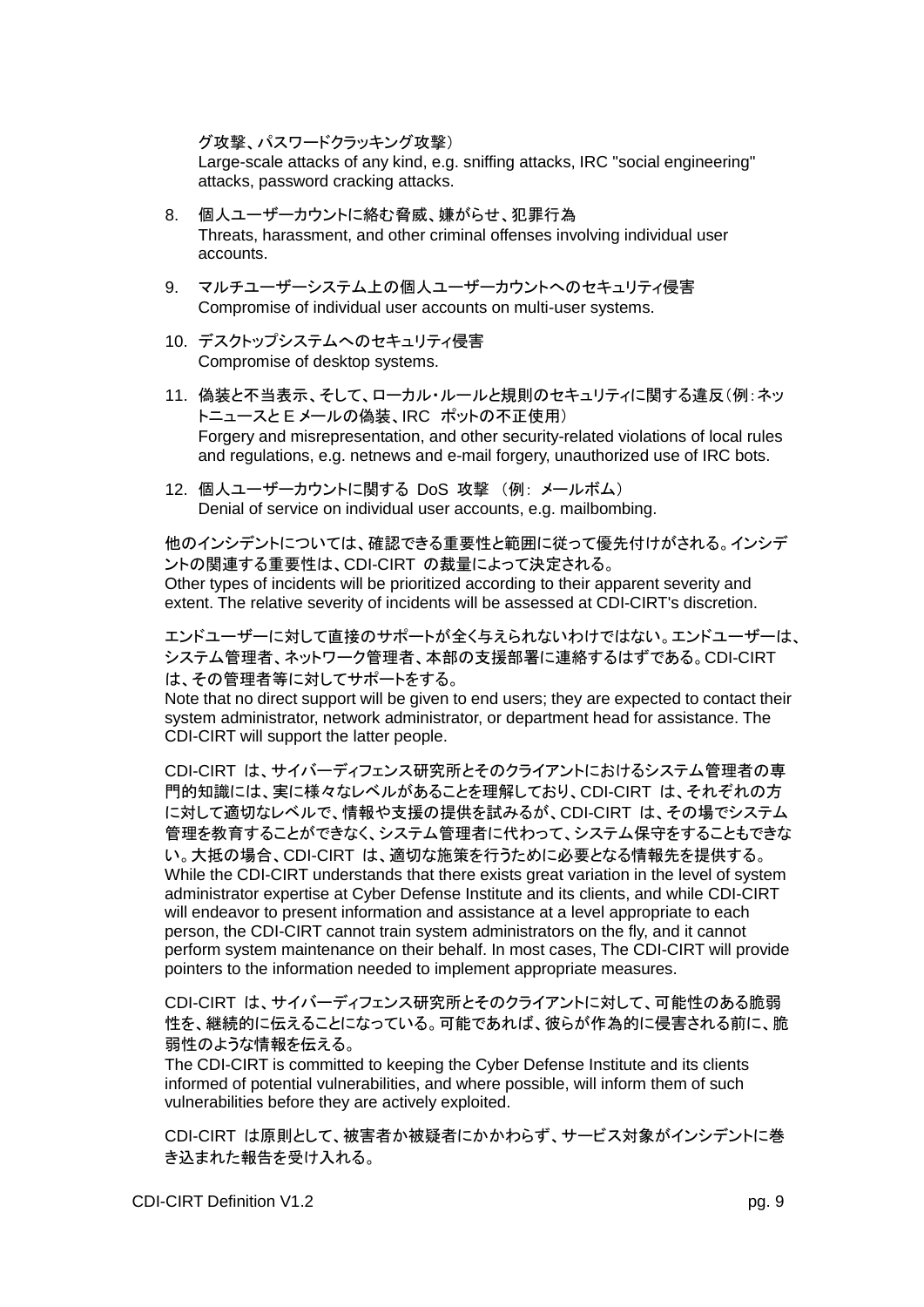グ攻撃、パスワードクラッキング攻撃）
Large-scale attacks of any kind, e.g. sniffing attacks, IRC "social engineering" attacks, password cracking attacks.

8. 個人ユーザーカウントに絡む脅威、嫌がらせ、犯罪行為
   Threats, harassment, and other criminal offenses involving individual user accounts.

9. マルチユーザーシステム上の個人ユーザーカウントへのセキュリティ侵害
   Compromise of individual user accounts on multi-user systems.

10. デスクトップシステムへのセキュリティ侵害
    Compromise of desktop systems.

11. 偽装と不当表示、そして、ローカル・ルールと規則のセキュリティに関する違反（例：ネットニュースと E メールの偽装、IRC ボットの不正使用）
    Forgery and misrepresentation, and other security-related violations of local rules and regulations, e.g. netnews and e-mail forgery, unauthorized use of IRC bots.

12. 個人ユーザーカウントに関する DoS 攻撃 （例： メールボム）
    Denial of service on individual user accounts, e.g. mailbombing.

他のインシデントについては、確認できる重要性と範囲に従って優先付けがされる。インシデントの関連する重要性は、CDI-CIRT の裁量によって決定される。
Other types of incidents will be prioritized according to their apparent severity and extent. The relative severity of incidents will be assessed at CDI-CIRT's discretion.

エンドユーザーに対して直接のサポートが全く与えられないわけではない。エンドユーザーは、システム管理者、ネットワーク管理者、本部の支援部署に連絡するはずである。CDI-CIRT は、その管理者等に対してサポートをする。
Note that no direct support will be given to end users; they are expected to contact their system administrator, network administrator, or department head for assistance. The CDI-CIRT will support the latter people.

CDI-CIRT は、サイバーディフェンス研究所とそのクライアントにおけるシステム管理者の専門的知識には、実に様々なレベルがあることを理解しており、CDI-CIRT は、それぞれの方に対して適切なレベルで、情報や支援の提供を試みるが、CDI-CIRT は、その場でシステム管理を教育することができなく、システム管理者に代わって、システム保守をすることもできない。大抵の場合、CDI-CIRT は、適切な施策を行うために必要となる情報先を提供する。
While the CDI-CIRT understands that there exists great variation in the level of system administrator expertise at Cyber Defense Institute and its clients, and while CDI-CIRT will endeavor to present information and assistance at a level appropriate to each person, the CDI-CIRT cannot train system administrators on the fly, and it cannot perform system maintenance on their behalf. In most cases, The CDI-CIRT will provide pointers to the information needed to implement appropriate measures.

CDI-CIRT は、サイバーディフェンス研究所とそのクライアントに対して、可能性のある脆弱性を、継続的に伝えることになっている。可能であれば、彼らが作為的に侵害される前に、脆弱性のような情報を伝える。
The CDI-CIRT is committed to keeping the Cyber Defense Institute and its clients informed of potential vulnerabilities, and where possible, will inform them of such vulnerabilities before they are actively exploited.

CDI-CIRT は原則として、被害者か被疑者にかかわらず、サービス対象がインシデントに巻き込まれた報告を受け入れる。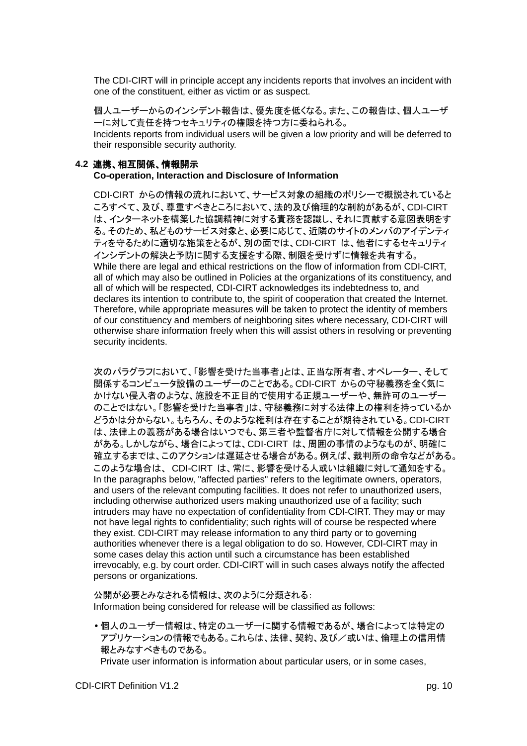The CDI-CIRT will in principle accept any incidents reports that involves an incident with one of the constituent, either as victim or as suspect.

個人ユーザーからのインシデント報告は、優先度を低くなる。また、この報告は、個人ユーザーに対して責任を持つセキュリティの権限を持つ方に委ねられる。
Incidents reports from individual users will be given a low priority and will be deferred to their responsible security authority.

### 4.2 連携、相互関係、情報開示
### Co-operation, Interaction and Disclosure of Information

CDI-CIRT からの情報の流れにおいて、サービス対象の組織のポリシーで概説されているところすべて、及び、尊重すべきところにおいて、法的及び倫理的な制約があるが、CDI-CIRT は、インターネットを構築した協調精神に対する責務を認識し、それに貢献する意図表明をする。そのため、私どものサービス対象と、必要に応じて、近隣のサイトのメンバのアイデンティティを守るために適切な施策をとるが、別の面では、CDI-CIRT は、他者にするセキュリティインシデントの解決と予防に関する支援をする際、制限を受けずに情報を共有する。
While there are legal and ethical restrictions on the flow of information from CDI-CIRT, all of which may also be outlined in Policies at the organizations of its constituency, and all of which will be respected, CDI-CIRT acknowledges its indebtedness to, and declares its intention to contribute to, the spirit of cooperation that created the Internet. Therefore, while appropriate measures will be taken to protect the identity of members of our constituency and members of neighboring sites where necessary, CDI-CIRT will otherwise share information freely when this will assist others in resolving or preventing security incidents.

次のパラグラフにおいて、「影響を受けた当事者」とは、正当な所有者、オペレーター、そして関係するコンピュータ設備のユーザーのことである。CDI-CIRT からの守秘義務を全く気にかけない侵入者のような、施設を不正目的で使用する正規ユーザーや、無許可のユーザーのことではない。「影響を受けた当事者」は、守秘義務に対する法律上の権利を持っているかどうかは分からない。もちろん、そのような権利は存在することが期待されている。CDI-CIRT は、法律上の義務がある場合はいつでも、第三者や監督省庁に対して情報を公開する場合がある。しかしながら、場合によっては、CDI-CIRT は、周囲の事情のようなものが、明確に確立するまでは、このアクションは遅延させる場合がある。例えば、裁判所の命令などがある。このような場合は、 CDI-CIRT は、常に、影響を受ける人或いは組織に対して通知をする。
In the paragraphs below, "affected parties" refers to the legitimate owners, operators, and users of the relevant computing facilities. It does not refer to unauthorized users, including otherwise authorized users making unauthorized use of a facility; such intruders may have no expectation of confidentiality from CDI-CIRT. They may or may not have legal rights to confidentiality; such rights will of course be respected where they exist. CDI-CIRT may release information to any third party or to governing authorities whenever there is a legal obligation to do so. However, CDI-CIRT may in some cases delay this action until such a circumstance has been established irrevocably, e.g. by court order. CDI-CIRT will in such cases always notify the affected persons or organizations.

公開が必要とみなされる情報は、次のように分類される:
Information being considered for release will be classified as follows:

- 個人のユーザー情報は、特定のユーザーに関する情報であるが、場合によっては特定のアプリケーションの情報でもある。これらは、法律、契約、及び／或いは、倫理上の信用情報とみなすべきものである。
  Private user information is information about particular users, or in some cases,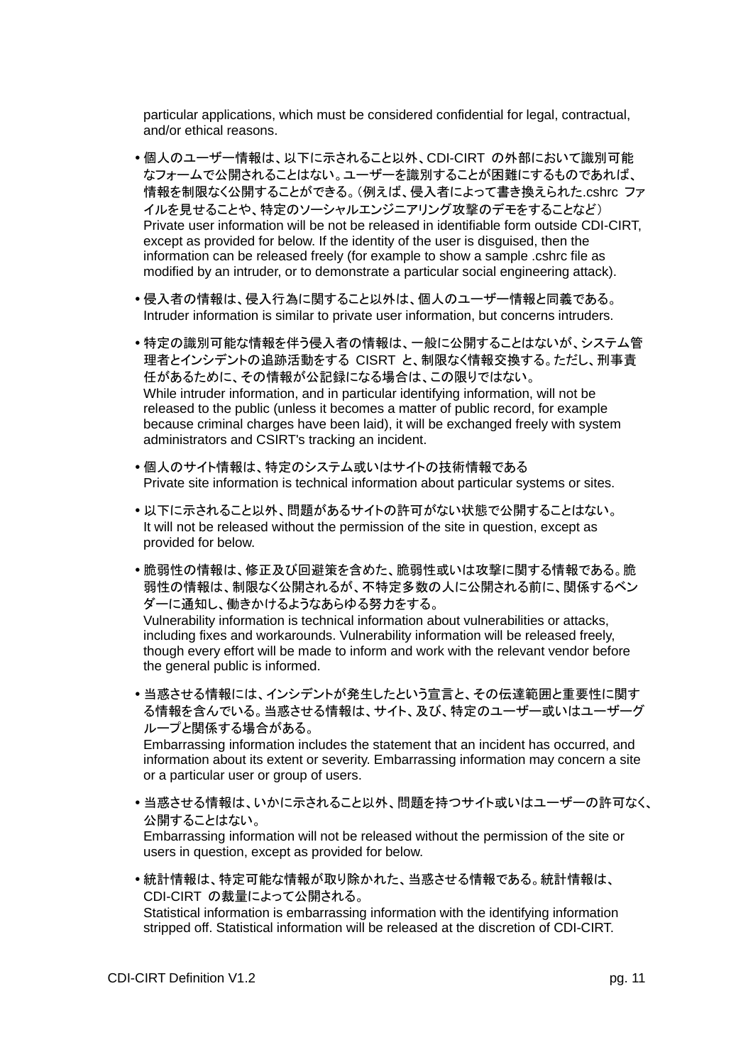particular applications, which must be considered confidential for legal, contractual, and/or ethical reasons.

- 個人のユーザー情報は、以下に示されること以外、CDI-CIRT の外部において識別可能なフォームで公開されることはない。ユーザーを識別することが困難にするものであれば、情報を制限なく公開することができる。（例えば、侵入者によって書き換えられた.cshrc ファイルを見せることや、特定のソーシャルエンジニアリング攻撃のデモをすることなど）
  Private user information will be not be released in identifiable form outside CDI-CIRT, except as provided for below. If the identity of the user is disguised, then the information can be released freely (for example to show a sample .cshrc file as modified by an intruder, or to demonstrate a particular social engineering attack).

- 侵入者の情報は、侵入行為に関すること以外は、個人のユーザー情報と同義である。
  Intruder information is similar to private user information, but concerns intruders.

- 特定の識別可能な情報を伴う侵入者の情報は、一般に公開することはないが、システム管理者とインシデントの追跡活動をする CISRT と、制限なく情報交換する。ただし、刑事責任があるために、その情報が公記録になる場合は、この限りではない。
  While intruder information, and in particular identifying information, will not be released to the public (unless it becomes a matter of public record, for example because criminal charges have been laid), it will be exchanged freely with system administrators and CSIRT's tracking an incident.

- 個人のサイト情報は、特定のシステム或いはサイトの技術情報である
  Private site information is technical information about particular systems or sites.

- 以下に示されること以外、問題があるサイトの許可がない状態で公開することはない。
  It will not be released without the permission of the site in question, except as provided for below.

- 脆弱性の情報は、修正及び回避策を含めた、脆弱性或いは攻撃に関する情報である。脆弱性の情報は、制限なく公開されるが、不特定多数の人に公開される前に、関係するベンダーに通知し、働きかけるようなあらゆる努力をする。
  Vulnerability information is technical information about vulnerabilities or attacks, including fixes and workarounds. Vulnerability information will be released freely, though every effort will be made to inform and work with the relevant vendor before the general public is informed.

- 当惑させる情報には、インシデントが発生したという宣言と、その伝達範囲と重要性に関する情報を含んでいる。当惑させる情報は、サイト、及び、特定のユーザー或いはユーザーグループと関係する場合がある。
  Embarrassing information includes the statement that an incident has occurred, and information about its extent or severity. Embarrassing information may concern a site or a particular user or group of users.

- 当惑させる情報は、いかに示されること以外、問題を持つサイト或いはユーザーの許可なく、公開することはない。
  Embarrassing information will not be released without the permission of the site or users in question, except as provided for below.

- 統計情報は、特定可能な情報が取り除かれた、当惑させる情報である。統計情報は、CDI-CIRT の裁量によって公開される。
  Statistical information is embarrassing information with the identifying information stripped off. Statistical information will be released at the discretion of CDI-CIRT.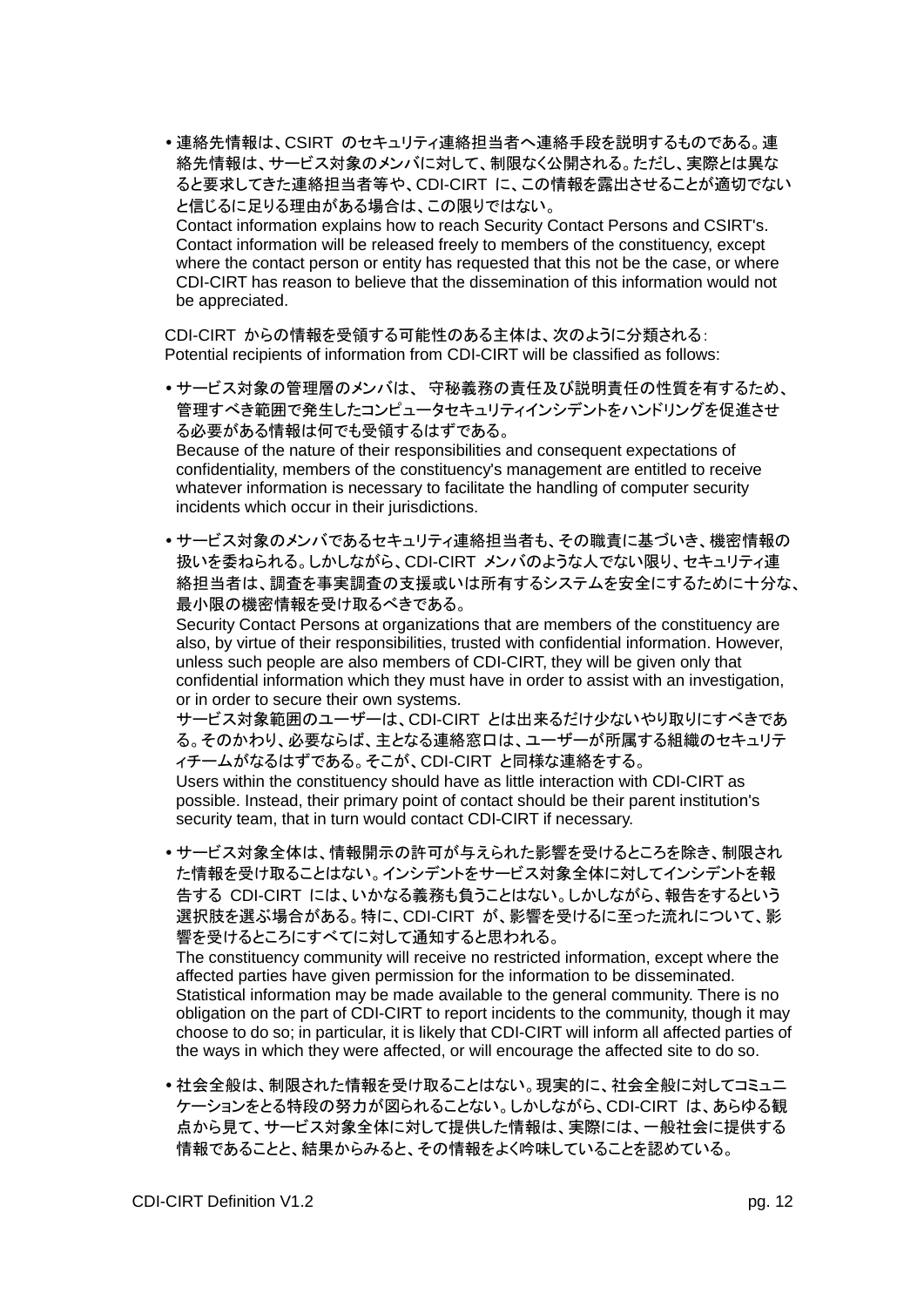- 連絡先情報は、CSIRT のセキュリティ連絡担当者へ連絡手段を説明するものである。連絡先情報は、サービス対象のメンバに対して、制限なく公開される。ただし、実際とは異なると要求してきた連絡担当者等や、CDI-CIRT に、この情報を露出させることが適切でないと信じるに足りる理由がある場合は、この限りではない。
  Contact information explains how to reach Security Contact Persons and CSIRT's. Contact information will be released freely to members of the constituency, except where the contact person or entity has requested that this not be the case, or where CDI-CIRT has reason to believe that the dissemination of this information would not be appreciated.

CDI-CIRT からの情報を受領する可能性のある主体は、次のように分類される:
Potential recipients of information from CDI-CIRT will be classified as follows:

- サービス対象の管理層のメンバは、 守秘義務の責任及び説明責任の性質を有するため、管理すべき範囲で発生したコンピュータセキュリティインシデントをハンドリングを促進させる必要がある情報は何でも受領するはずである。
  Because of the nature of their responsibilities and consequent expectations of confidentiality, members of the constituency's management are entitled to receive whatever information is necessary to facilitate the handling of computer security incidents which occur in their jurisdictions.

- サービス対象のメンバであるセキュリティ連絡担当者も、その職責に基づいき、機密情報の扱いを委ねられる。しかしながら、CDI-CIRT メンバのような人でない限り、セキュリティ連絡担当者は、調査を事実調査の支援或いは所有するシステムを安全にするために十分な、最小限の機密情報を受け取るべきである。
  Security Contact Persons at organizations that are members of the constituency are also, by virtue of their responsibilities, trusted with confidential information. However, unless such people are also members of CDI-CIRT, they will be given only that confidential information which they must have in order to assist with an investigation, or in order to secure their own systems.
  サービス対象範囲のユーザーは、CDI-CIRT とは出来るだけ少ないやり取りにすべきである。そのかわり、必要ならば、主となる連絡窓口は、ユーザーが所属する組織のセキュリティチームがなるはずである。そこが、CDI-CIRT と同様な連絡をする。
  Users within the constituency should have as little interaction with CDI-CIRT as possible. Instead, their primary point of contact should be their parent institution's security team, that in turn would contact CDI-CIRT if necessary.

- サービス対象全体は、情報開示の許可が与えられた影響を受けるところを除き、制限された情報を受け取ることはない。インシデントをサービス対象全体に対してインシデントを報告する CDI-CIRT には、いかなる義務も負うことはない。しかしながら、報告をするという選択肢を選ぶ場合がある。特に、CDI-CIRT が、影響を受けるに至った流れについて、影響を受けるところにすべてに対して通知すると思われる。
  The constituency community will receive no restricted information, except where the affected parties have given permission for the information to be disseminated. Statistical information may be made available to the general community. There is no obligation on the part of CDI-CIRT to report incidents to the community, though it may choose to do so; in particular, it is likely that CDI-CIRT will inform all affected parties of the ways in which they were affected, or will encourage the affected site to do so.

- 社会全般は、制限された情報を受け取ることはない。現実的に、社会全般に対してコミュニケーションをとる特段の努力が図られることない。しかしながら、CDI-CIRT は、あらゆる観点から見て、サービス対象全体に対して提供した情報は、実際には、一般社会に提供する情報であることと、結果からみると、その情報をよく吟味していることを認めている。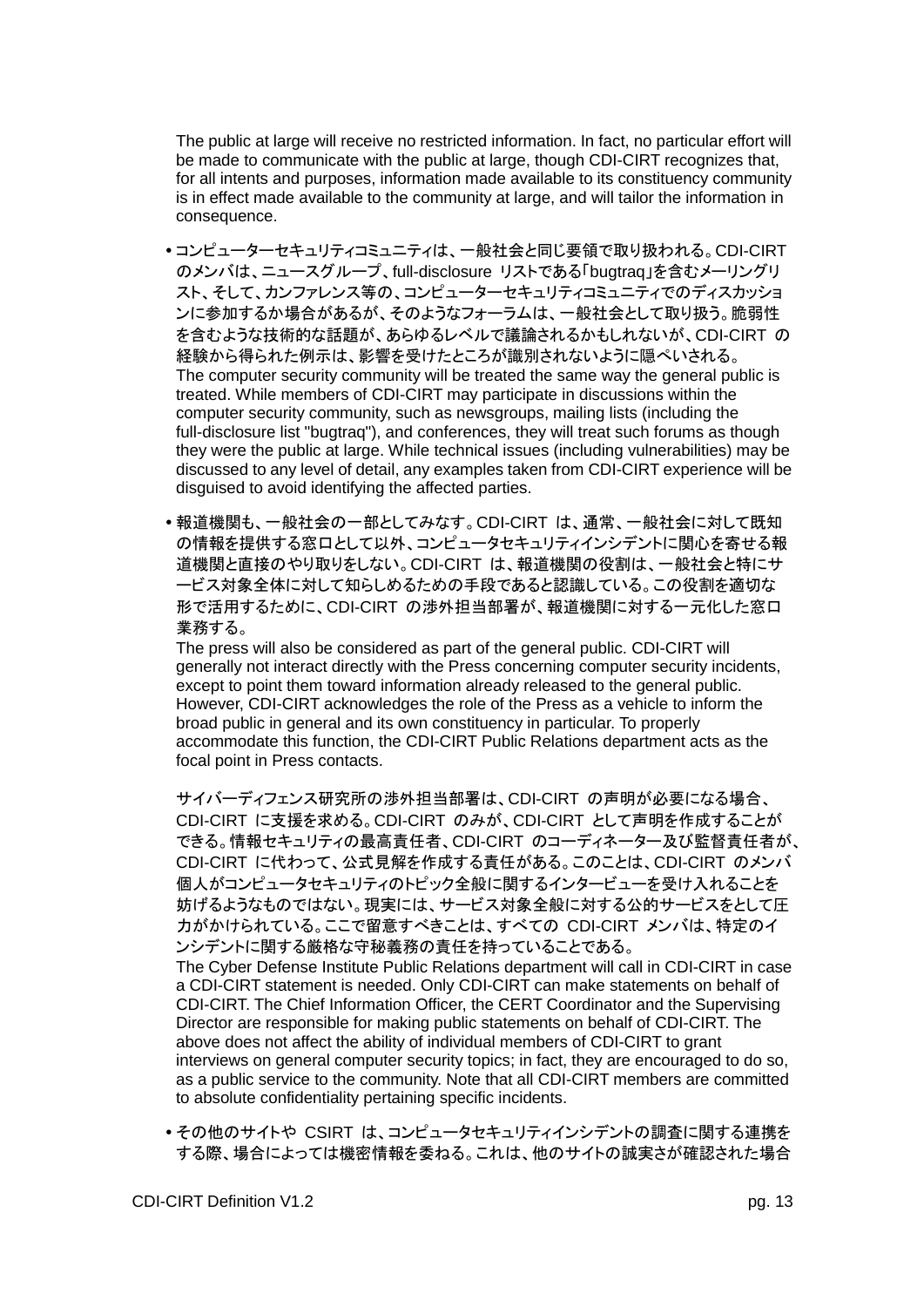The public at large will receive no restricted information. In fact, no particular effort will be made to communicate with the public at large, though CDI-CIRT recognizes that, for all intents and purposes, information made available to its constituency community is in effect made available to the community at large, and will tailor the information in consequence.

- コンピューターセキュリティコミュニティは、一般社会と同じ要領で取り扱われる。CDI-CIRT のメンバは、ニュースグループ、full-disclosure リストである「bugtraq」を含むメーリングリスト、そして、カンファレンス等の、コンピューターセキュリティコミュニティでのディスカッションに参加するか場合があるが、そのようなフォーラムは、一般社会として取り扱う。脆弱性を含むような技術的な話題が、あらゆるレベルで議論されるかもしれないが、CDI-CIRT の経験から得られた例示は、影響を受けたところが識別されないように隠ぺいされる。
  The computer security community will be treated the same way the general public is treated. While members of CDI-CIRT may participate in discussions within the computer security community, such as newsgroups, mailing lists (including the full-disclosure list "bugtraq"), and conferences, they will treat such forums as though they were the public at large. While technical issues (including vulnerabilities) may be discussed to any level of detail, any examples taken from CDI-CIRT experience will be disguised to avoid identifying the affected parties.

- 報道機関も、一般社会の一部としてみなす。CDI-CIRT は、通常、一般社会に対して既知の情報を提供する窓口として以外、コンピュータセキュリティインシデントに関心を寄せる報道機関と直接のやり取りをしない。CDI-CIRT は、報道機関の役割は、一般社会と特にサービス対象全体に対して知らしめるための手段であると認識している。この役割を適切な形で活用するために、CDI-CIRT の渉外担当部署が、報道機関に対する一元化した窓口業務する。
  The press will also be considered as part of the general public. CDI-CIRT will generally not interact directly with the Press concerning computer security incidents, except to point them toward information already released to the general public. However, CDI-CIRT acknowledges the role of the Press as a vehicle to inform the broad public in general and its own constituency in particular. To properly accommodate this function, the CDI-CIRT Public Relations department acts as the focal point in Press contacts.

  サイバーディフェンス研究所の渉外担当部署は、CDI-CIRT の声明が必要になる場合、CDI-CIRT に支援を求める。CDI-CIRT のみが、CDI-CIRT として声明を作成することができる。情報セキュリティの最高責任者、CDI-CIRT のコーディネーター及び監督責任者が、CDI-CIRT に代わって、公式見解を作成する責任がある。このことは、CDI-CIRT のメンバ個人がコンピュータセキュリティのトピック全般に関するインタービューを受け入れることを妨げるようなものではない。現実には、サービス対象全般に対する公的サービスをとして圧力がかけられている。ここで留意すべきことは、すべての CDI-CIRT メンバは、特定のインシデントに関する厳格な守秘義務の責任を持っていることである。
  The Cyber Defense Institute Public Relations department will call in CDI-CIRT in case a CDI-CIRT statement is needed. Only CDI-CIRT can make statements on behalf of CDI-CIRT. The Chief Information Officer, the CERT Coordinator and the Supervising Director are responsible for making public statements on behalf of CDI-CIRT. The above does not affect the ability of individual members of CDI-CIRT to grant interviews on general computer security topics; in fact, they are encouraged to do so, as a public service to the community. Note that all CDI-CIRT members are committed to absolute confidentiality pertaining specific incidents.

- その他のサイトや CSIRT は、コンピュータセキュリティインシデントの調査に関する連携をする際、場合によっては機密情報を委ねる。これは、他のサイトの誠実さが確認された場合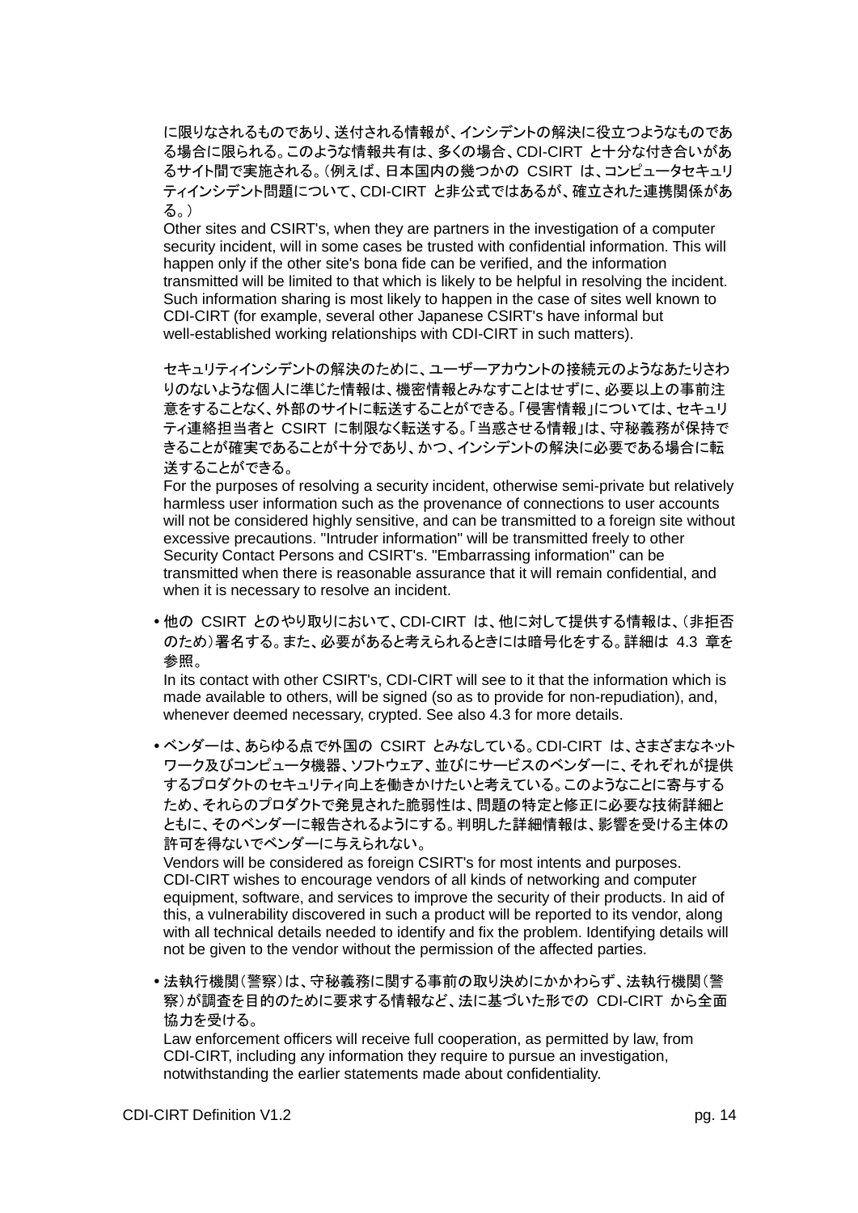に限りなされるものであり、送付される情報が、インシデントの解決に役立つようなものである場合に限られる。このような情報共有は、多くの場合、CDI-CIRT と十分な付き合いがあるサイト間で実施される。（例えば、日本国内の幾つかの CSIRT は、コンピュータセキュリティインシデント問題について、CDI-CIRT と非公式ではあるが、確立された連携関係がある。）

Other sites and CSIRT's, when they are partners in the investigation of a computer security incident, will in some cases be trusted with confidential information. This will happen only if the other site's bona fide can be verified, and the information transmitted will be limited to that which is likely to be helpful in resolving the incident. Such information sharing is most likely to happen in the case of sites well known to CDI-CIRT (for example, several other Japanese CSIRT's have informal but well-established working relationships with CDI-CIRT in such matters).

セキュリティインシデントの解決のために、ユーザーアカウントの接続元のようなあたりさわりのないような個人に準じた情報は、機密情報とみなすことはせずに、必要以上の事前注意をすることなく、外部のサイトに転送することができる。「侵害情報」については、セキュリティ連絡担当者と CSIRT に制限なく転送する。「当惑させる情報」は、守秘義務が保持できることが確実であることが十分であり、かつ、インシデントの解決に必要である場合に転送することができる。

For the purposes of resolving a security incident, otherwise semi-private but relatively harmless user information such as the provenance of connections to user accounts will not be considered highly sensitive, and can be transmitted to a foreign site without excessive precautions. "Intruder information" will be transmitted freely to other Security Contact Persons and CSIRT's. "Embarrassing information" can be transmitted when there is reasonable assurance that it will remain confidential, and when it is necessary to resolve an incident.

- 他の CSIRT とのやり取りにおいて、CDI-CIRT は、他に対して提供する情報は、（非拒否のため）署名する。また、必要があると考えられるときには暗号化をする。詳細は 4.3 章を参照。

  In its contact with other CSIRT's, CDI-CIRT will see to it that the information which is made available to others, will be signed (so as to provide for non-repudiation), and, whenever deemed necessary, crypted. See also 4.3 for more details.

- ベンダーは、あらゆる点で外国の CSIRT とみなしている。CDI-CIRT は、さまざまなネットワーク及びコンピュータ機器、ソフトウェア、並びにサービスのベンダーに、それぞれが提供するプロダクトのセキュリティ向上を働きかけたいと考えている。このようなことに寄与するため、それらのプロダクトで発見された脆弱性は、問題の特定と修正に必要な技術詳細とともに、そのベンダーに報告されるようにする。判明した詳細情報は、影響を受ける主体の許可を得ないでベンダーに与えられない。

  Vendors will be considered as foreign CSIRT's for most intents and purposes. CDI-CIRT wishes to encourage vendors of all kinds of networking and computer equipment, software, and services to improve the security of their products. In aid of this, a vulnerability discovered in such a product will be reported to its vendor, along with all technical details needed to identify and fix the problem. Identifying details will not be given to the vendor without the permission of the affected parties.

- 法執行機関（警察）は、守秘義務に関する事前の取り決めにかかわらず、法執行機関（警察）が調査を目的のために要求する情報など、法に基づいた形での CDI-CIRT から全面協力を受ける。

  Law enforcement officers will receive full cooperation, as permitted by law, from CDI-CIRT, including any information they require to pursue an investigation, notwithstanding the earlier statements made about confidentiality.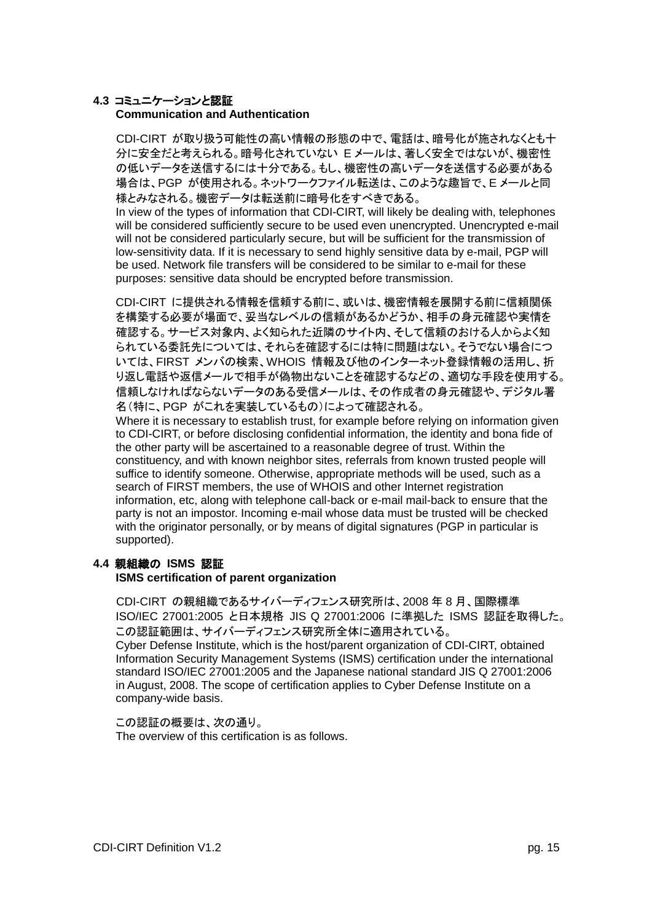### 4.3 コミュニケーションと認証
**Communication and Authentication**

CDI-CIRT が取り扱う可能性の高い情報の形態の中で、電話は、暗号化が施されなくとも十分に安全だと考えられる。暗号化されていない E メールは、著しく安全ではないが、機密性の低いデータを送信するには十分である。もし、機密性の高いデータを送信する必要がある場合は、PGP が使用される。ネットワークファイル転送は、このような趣旨で、E メールと同様とみなされる。機密データは転送前に暗号化をすべきである。
In view of the types of information that CDI-CIRT, will likely be dealing with, telephones will be considered sufficiently secure to be used even unencrypted. Unencrypted e-mail will not be considered particularly secure, but will be sufficient for the transmission of low-sensitivity data. If it is necessary to send highly sensitive data by e-mail, PGP will be used. Network file transfers will be considered to be similar to e-mail for these purposes: sensitive data should be encrypted before transmission.

CDI-CIRT に提供される情報を信頼する前に、或いは、機密情報を展開する前に信頼関係を構築する必要が場面で、妥当なレベルの信頼があるかどうか、相手の身元確認や実情を確認する。サービス対象内、よく知られた近隣のサイト内、そして信頼のおける人からよく知られている委託先については、それらを確認するには特に問題はない。そうでない場合については、FIRST メンバの検索、WHOIS 情報及び他のインターネット登録情報の活用し、折り返し電話や返信メールで相手が偽物出ないことを確認するなどの、適切な手段を使用する。信頼しなければならないデータのある受信メールは、その作成者の身元確認や、デジタル署名（特に、PGP がこれを実装しているもの）によって確認される。
Where it is necessary to establish trust, for example before relying on information given to CDI-CIRT, or before disclosing confidential information, the identity and bona fide of the other party will be ascertained to a reasonable degree of trust. Within the constituency, and with known neighbor sites, referrals from known trusted people will suffice to identify someone. Otherwise, appropriate methods will be used, such as a search of FIRST members, the use of WHOIS and other Internet registration information, etc, along with telephone call-back or e-mail mail-back to ensure that the party is not an impostor. Incoming e-mail whose data must be trusted will be checked with the originator personally, or by means of digital signatures (PGP in particular is supported).

### 4.4 親組織の ISMS 認証
**ISMS certification of parent organization**

CDI-CIRT の親組織であるサイバーディフェンス研究所は、2008 年 8 月、国際標準 ISO/IEC 27001:2005 と日本規格 JIS Q 27001:2006 に準拠した ISMS 認証を取得した。この認証範囲は、サイバーディフェンス研究所全体に適用されている。
Cyber Defense Institute, which is the host/parent organization of CDI-CIRT, obtained Information Security Management Systems (ISMS) certification under the international standard ISO/IEC 27001:2005 and the Japanese national standard JIS Q 27001:2006 in August, 2008. The scope of certification applies to Cyber Defense Institute on a company-wide basis.

この認証の概要は、次の通り。
The overview of this certification is as follows.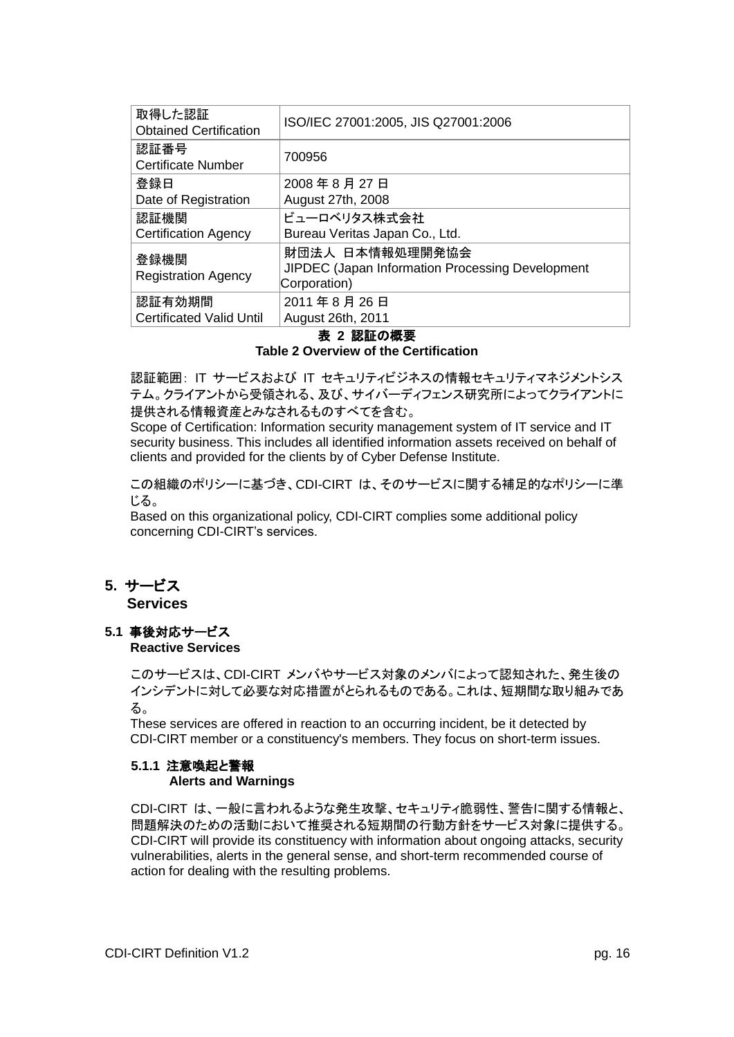| 取得した認証<br>Obtained Certification | ISO/IEC 27001:2005, JIS Q27001:2006 |
| --- | --- |
| 認証番号<br>Certificate Number | 700956 |
| 登録日<br>Date of Registration | 2008 年 8 月 27 日<br>August 27th, 2008 |
| 認証機関<br>Certification Agency | ビューロベリタス株式会社<br>Bureau Veritas Japan Co., Ltd. |
| 登録機関<br>Registration Agency | 財団法人 日本情報処理開発協会<br>JIPDEC (Japan Information Processing Development Corporation) |
| 認証有効期間<br>Certificated Valid Until | 2011 年 8 月 26 日<br>August 26th, 2011 |

**表 2 認証の概要**
**Table 2 Overview of the Certification**

認証範囲: IT サービスおよび IT セキュリティビジネスの情報セキュリティマネジメントシステム。クライアントから受領される、及び、サイバーディフェンス研究所によってクライアントに提供される情報資産とみなされるものすべてを含む。
Scope of Certification: Information security management system of IT service and IT security business. This includes all identified information assets received on behalf of clients and provided for the clients by of Cyber Defense Institute.

この組織のポリシーに基づき、CDI-CIRT は、そのサービスに関する補足的なポリシーに準じる。
Based on this organizational policy, CDI-CIRT complies some additional policy concerning CDI-CIRT's services.

# 5. サービス
# Services

## 5.1 事後対応サービス
## Reactive Services

このサービスは、CDI-CIRT メンバやサービス対象のメンバによって認知された、発生後のインシデントに対して必要な対応措置がとられるものである。これは、短期間な取り組みである。
These services are offered in reaction to an occurring incident, be it detected by CDI-CIRT member or a constituency's members. They focus on short-term issues.

### 5.1.1 注意喚起と警報
### Alerts and Warnings

CDI-CIRT は、一般に言われるような発生攻撃、セキュリティ脆弱性、警告に関する情報と、問題解決のための活動において推奨される短期間の行動方針をサービス対象に提供する。
CDI-CIRT will provide its constituency with information about ongoing attacks, security vulnerabilities, alerts in the general sense, and short-term recommended course of action for dealing with the resulting problems.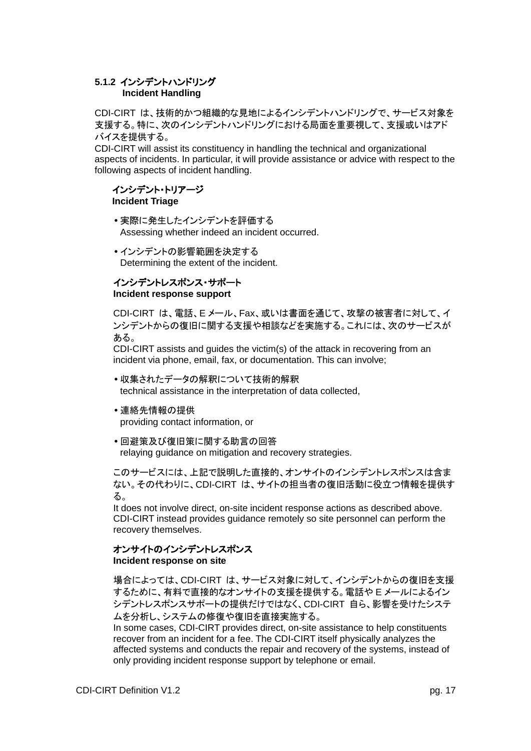### 5.1.2 インシデントハンドリング
**Incident Handling**

CDI-CIRT は、技術的かつ組織的な見地によるインシデントハンドリングで、サービス対象を支援する。特に、次のインシデントハンドリングにおける局面を重要視して、支援或いはアドバイスを提供する。
CDI-CIRT will assist its constituency in handling the technical and organizational aspects of incidents. In particular, it will provide assistance or advice with respect to the following aspects of incident handling.

#### インシデント・トリアージ
**Incident Triage**

- 実際に発生したインシデントを評価する
  Assessing whether indeed an incident occurred.
- インシデントの影響範囲を決定する
  Determining the extent of the incident.

#### インシデントレスポンス・サポート
**Incident response support**

CDI-CIRT は、電話、E メール、Fax、或いは書面を通じて、攻撃の被害者に対して、インシデントからの復旧に関する支援や相談などを実施する。これには、次のサービスがある。
CDI-CIRT assists and guides the victim(s) of the attack in recovering from an incident via phone, email, fax, or documentation. This can involve;

- 収集されたデータの解釈について技術的解釈
  technical assistance in the interpretation of data collected,
- 連絡先情報の提供
  providing contact information, or
- 回避策及び復旧策に関する助言の回答
  relaying guidance on mitigation and recovery strategies.

このサービスには、上記で説明した直接的、オンサイトのインシデントレスポンスは含まない。その代わりに、CDI-CIRT は、サイトの担当者の復旧活動に役立つ情報を提供する。
It does not involve direct, on-site incident response actions as described above. CDI-CIRT instead provides guidance remotely so site personnel can perform the recovery themselves.

#### オンサイトのインシデントレスポンス
**Incident response on site**

場合によっては、CDI-CIRT は、サービス対象に対して、インシデントからの復旧を支援するために、有料で直接的なオンサイトの支援を提供する。電話や E メールによるインシデントレスポンスサポートの提供だけではなく、CDI-CIRT 自ら、影響を受けたシステムを分析し、システムの修復や復旧を直接実施する。
In some cases, CDI-CIRT provides direct, on-site assistance to help constituents recover from an incident for a fee. The CDI-CIRT itself physically analyzes the affected systems and conducts the repair and recovery of the systems, instead of only providing incident response support by telephone or email.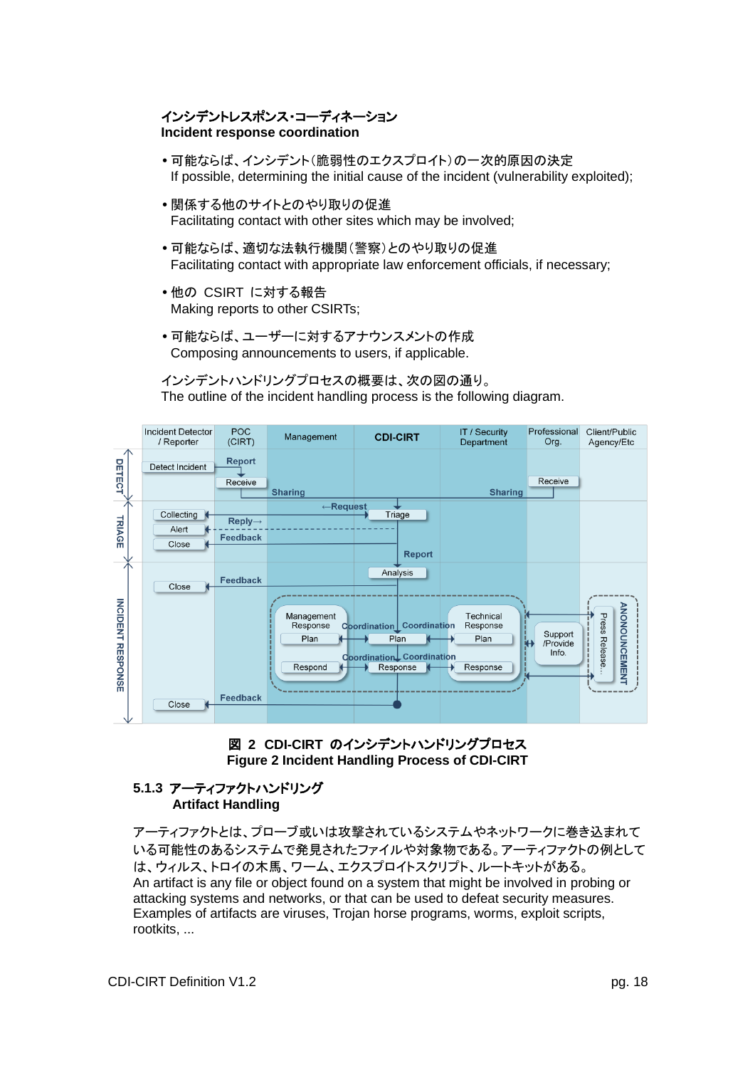**インシデントレスポンス・コーディネーション**
**Incident response coordination**

- 可能ならば、インシデント（脆弱性のエクスプロイト）の一次的原因の決定
  If possible, determining the initial cause of the incident (vulnerability exploited);
- 関係する他のサイトとのやり取りの促進
  Facilitating contact with other sites which may be involved;
- 可能ならば、適切な法執行機関（警察）とのやり取りの促進
  Facilitating contact with appropriate law enforcement officials, if necessary;
- 他の CSIRT に対する報告
  Making reports to other CSIRTs;
- 可能ならば、ユーザーに対するアナウンスメントの作成
  Composing announcements to users, if applicable.

インシデントハンドリングプロセスの概要は、次の図の通り。
The outline of the incident handling process is the following diagram.

**図 2 CDI-CIRT のインシデントハンドリングプロセス**
**Figure 2 Incident Handling Process of CDI-CIRT**

### 5.1.3 アーティファクトハンドリング Artifact Handling

アーティファクトとは、プローブ或いは攻撃されているシステムやネットワークに巻き込まれている可能性のあるシステムで発見されたファイルや対象物である。アーティファクトの例としては、ウィルス、トロイの木馬、ワーム、エクスプロイトスクリプト、ルートキットがある。
An artifact is any file or object found on a system that might be involved in probing or attacking systems and networks, or that can be used to defeat security measures. Examples of artifacts are viruses, Trojan horse programs, worms, exploit scripts, rootkits, ...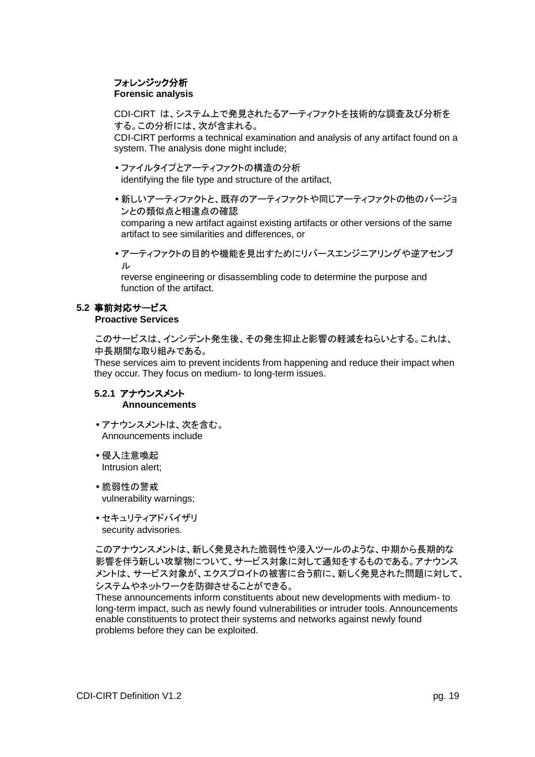#### フォレンジック分析
#### Forensic analysis

CDI-CIRT は、システム上で発見されたるアーティファクトを技術的な調査及び分析をする。この分析には、次が含まれる。
CDI-CIRT performs a technical examination and analysis of any artifact found on a system. The analysis done might include;

- ファイルタイプとアーティファクトの構造の分析
  identifying the file type and structure of the artifact,
- 新しいアーティファクトと、既存のアーティファクトや同じアーティファクトの他のバージョンとの類似点と相違点の確認
  comparing a new artifact against existing artifacts or other versions of the same artifact to see similarities and differences, or
- アーティファクトの目的や機能を見出すためにリバースエンジニアリングや逆アセンブル
  reverse engineering or disassembling code to determine the purpose and function of the artifact.

## 5.2 事前対応サービス
## Proactive Services

このサービスは、インシデント発生後、その発生抑止と影響の軽減をねらいとする。これは、中長期間な取り組みである。
These services aim to prevent incidents from happening and reduce their impact when they occur. They focus on medium- to long-term issues.

### 5.2.1 アナウンスメント
### Announcements

- アナウンスメントは、次を含む。
  Announcements include
- 侵入注意喚起
  Intrusion alert;
- 脆弱性の警戒
  vulnerability warnings;
- セキュリティアドバイザリ
  security advisories.

このアナウンスメントは、新しく発見された脆弱性や浸入ツールのような、中期から長期的な影響を伴う新しい攻撃物について、サービス対象に対して通知をするものである。アナウンスメントは、サービス対象が、エクスプロイトの被害に合う前に、新しく発見された問題に対して、システムやネットワークを防御させることができる。
These announcements inform constituents about new developments with medium- to long-term impact, such as newly found vulnerabilities or intruder tools. Announcements enable constituents to protect their systems and networks against newly found problems before they can be exploited.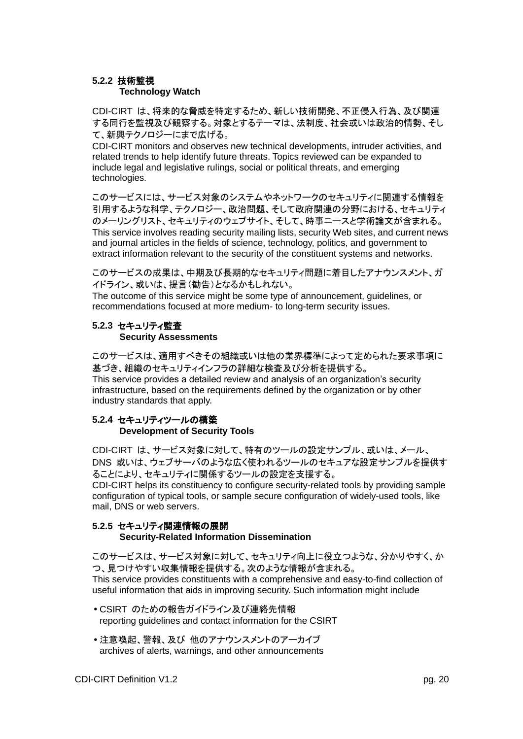#### 5.2.2 技術監視
Technology Watch

CDI-CIRT は、将来的な脅威を特定するため、新しい技術開発、不正侵入行為、及び関連する同行を監視及び観察する。対象とするテーマは、法制度、社会或いは政治的情勢、そして、新興テクノロジーにまで広げる。
CDI-CIRT monitors and observes new technical developments, intruder activities, and related trends to help identify future threats. Topics reviewed can be expanded to include legal and legislative rulings, social or political threats, and emerging technologies.

このサービスには、サービス対象のシステムやネットワークのセキュリティに関連する情報を引用するような科学、テクノロジー、政治問題、そして政府関連の分野における、セキュリティのメーリングリスト、セキュリティのウェブサイト、そして、時事ニースと学術論文が含まれる。
This service involves reading security mailing lists, security Web sites, and current news and journal articles in the fields of science, technology, politics, and government to extract information relevant to the security of the constituent systems and networks.

このサービスの成果は、中期及び長期的なセキュリティ問題に着目したアナウンスメント、ガイドライン、或いは、提言（勧告）となるかもしれない。
The outcome of this service might be some type of announcement, guidelines, or recommendations focused at more medium- to long-term security issues.

#### 5.2.3 セキュリティ監査
Security Assessments

このサービスは、適用すべきその組織或いは他の業界標準によって定められた要求事項に基づき、組織のセキュリティインフラの詳細な検査及び分析を提供する。
This service provides a detailed review and analysis of an organization's security infrastructure, based on the requirements defined by the organization or by other industry standards that apply.

#### 5.2.4 セキュリティツールの構築
Development of Security Tools

CDI-CIRT は、サービス対象に対して、特有のツールの設定サンプル、或いは、メール、DNS 或いは、ウェブサーバのような広く使われるツールのセキュアな設定サンプルを提供することにより、セキュリティに関係するツールの設定を支援する。
CDI-CIRT helps its constituency to configure security-related tools by providing sample configuration of typical tools, or sample secure configuration of widely-used tools, like mail, DNS or web servers.

#### 5.2.5 セキュリティ関連情報の展開
Security-Related Information Dissemination

このサービスは、サービス対象に対して、セキュリティ向上に役立つような、分かりやすく、かつ、見つけやすい収集情報を提供する。次のような情報が含まれる。
This service provides constituents with a comprehensive and easy-to-find collection of useful information that aids in improving security. Such information might include

- CSIRT のための報告ガイドライン及び連絡先情報
  reporting guidelines and contact information for the CSIRT
- 注意喚起、警報、及び 他のアナウンスメントのアーカイブ
  archives of alerts, warnings, and other announcements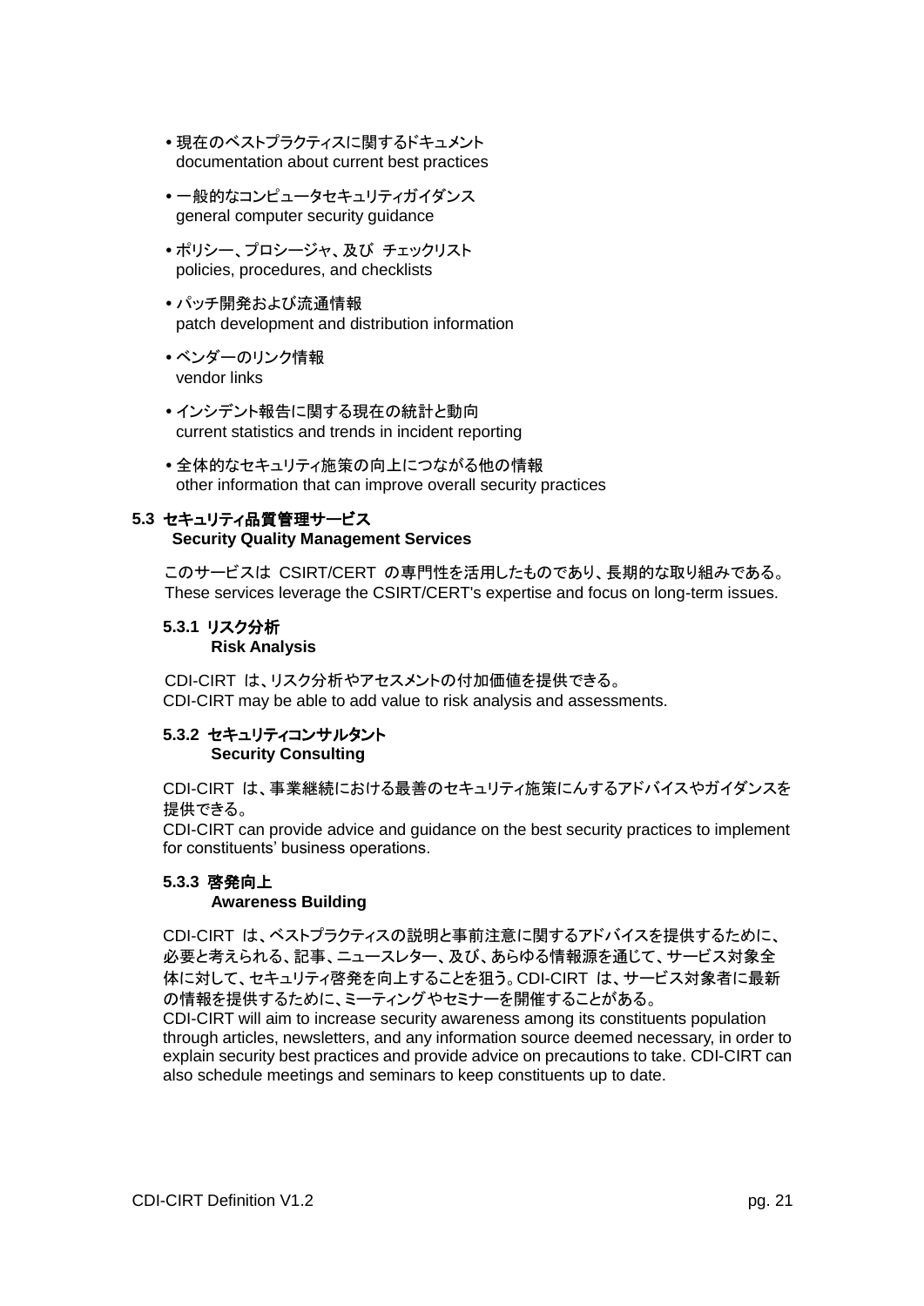- 現在のベストプラクティスに関するドキュメント
  documentation about current best practices
- 一般的なコンピュータセキュリティガイダンス
  general computer security guidance
- ポリシー、プロシージャ、及び チェックリスト
  policies, procedures, and checklists
- パッチ開発および流通情報
  patch development and distribution information
- ベンダーのリンク情報
  vendor links
- インシデント報告に関する現在の統計と動向
  current statistics and trends in incident reporting
- 全体的なセキュリティ施策の向上につながる他の情報
  other information that can improve overall security practices

## 5.3 セキュリティ品質管理サービス Security Quality Management Services

このサービスは CSIRT/CERT の専門性を活用したものであり、長期的な取り組みである。
These services leverage the CSIRT/CERT's expertise and focus on long-term issues.

### 5.3.1 リスク分析 Risk Analysis

CDI-CIRT は、リスク分析やアセスメントの付加価値を提供できる。
CDI-CIRT may be able to add value to risk analysis and assessments.

### 5.3.2 セキュリティコンサルタント Security Consulting

CDI-CIRT は、事業継続における最善のセキュリティ施策にんするアドバイスやガイダンスを提供できる。
CDI-CIRT can provide advice and guidance on the best security practices to implement for constituents' business operations.

### 5.3.3 啓発向上 Awareness Building

CDI-CIRT は、ベストプラクティスの説明と事前注意に関するアドバイスを提供するために、必要と考えられる、記事、ニュースレター、及び、あらゆる情報源を通じて、サービス対象全体に対して、セキュリティ啓発を向上することを狙う。CDI-CIRT は、サービス対象者に最新の情報を提供するために、ミーティングやセミナーを開催することがある。
CDI-CIRT will aim to increase security awareness among its constituents population through articles, newsletters, and any information source deemed necessary, in order to explain security best practices and provide advice on precautions to take. CDI-CIRT can also schedule meetings and seminars to keep constituents up to date.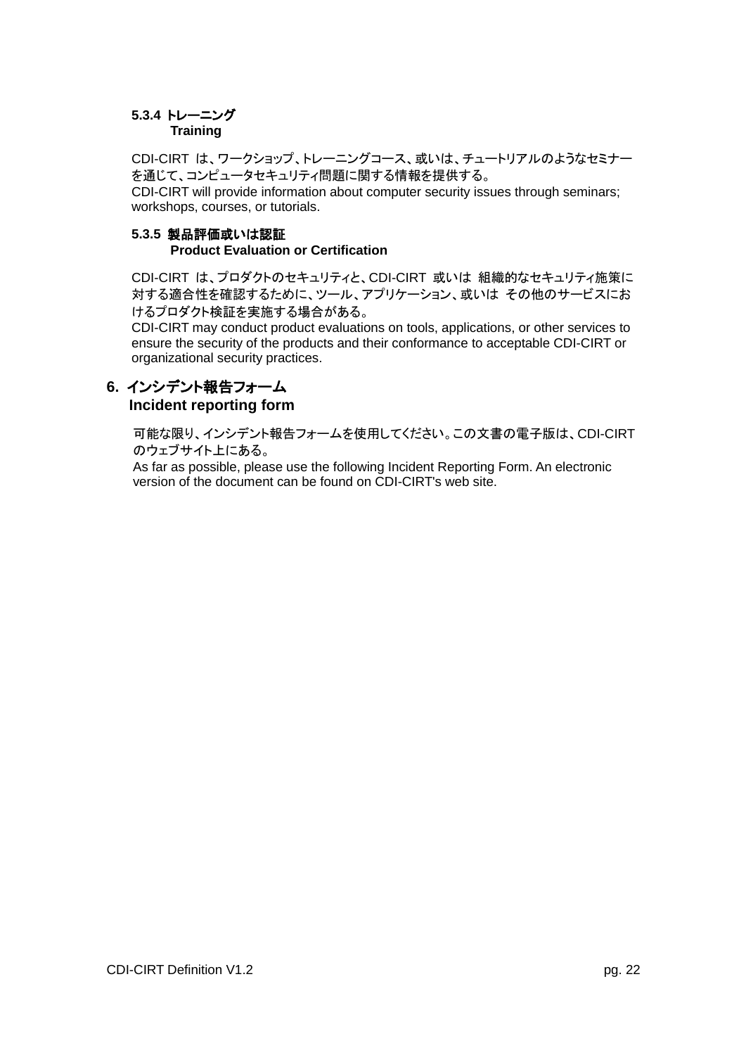### 5.3.4 トレーニング
Training

CDI-CIRT は、ワークショップ、トレーニングコース、或いは、チュートリアルのようなセミナーを通じて、コンピュータセキュリティ問題に関する情報を提供する。
CDI-CIRT will provide information about computer security issues through seminars; workshops, courses, or tutorials.

### 5.3.5 製品評価或いは認証
Product Evaluation or Certification

CDI-CIRT は、プロダクトのセキュリティと、CDI-CIRT 或いは 組織的なセキュリティ施策に対する適合性を確認するために、ツール、アプリケーション、或いは その他のサービスにおけるプロダクト検証を実施する場合がある。
CDI-CIRT may conduct product evaluations on tools, applications, or other services to ensure the security of the products and their conformance to acceptable CDI-CIRT or organizational security practices.

## 6. インシデント報告フォーム
Incident reporting form

可能な限り、インシデント報告フォームを使用してください。この文書の電子版は、CDI-CIRTのウェブサイト上にある。
As far as possible, please use the following Incident Reporting Form. An electronic version of the document can be found on CDI-CIRT's web site.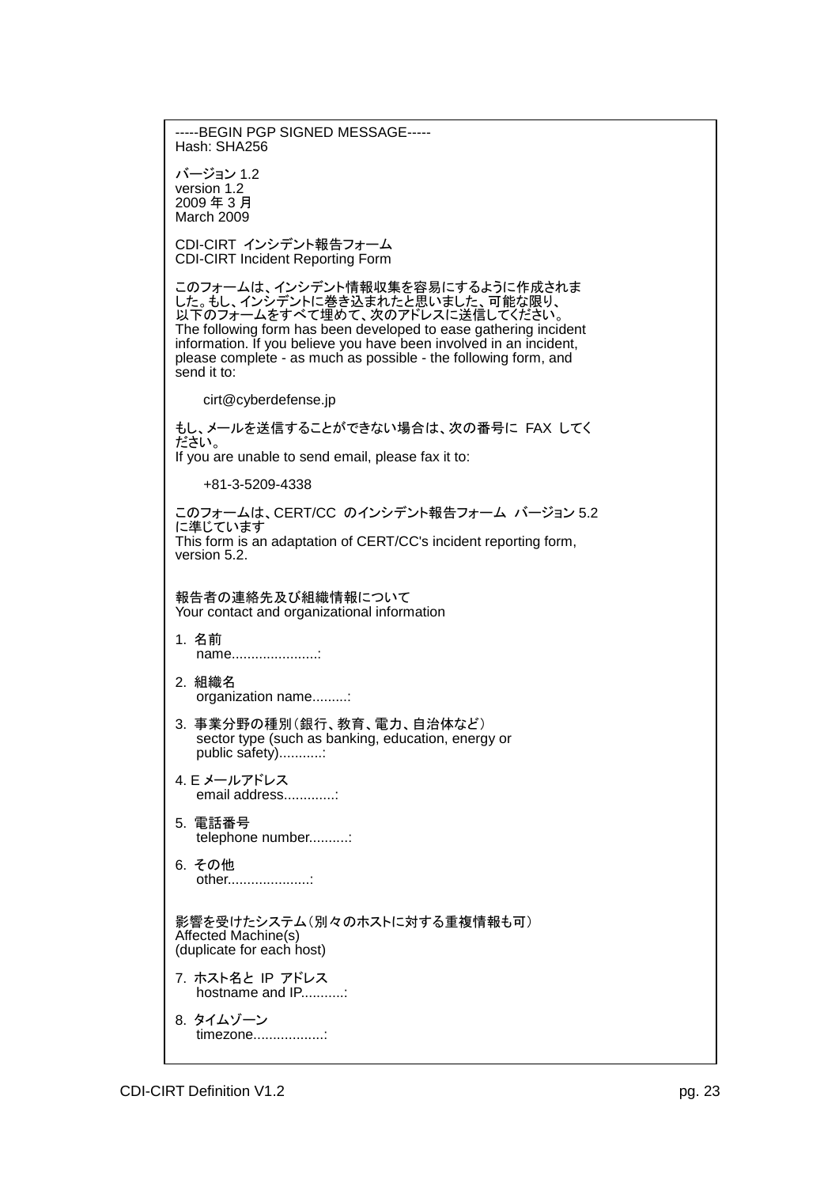-----BEGIN PGP SIGNED MESSAGE-----
Hash: SHA256

バージョン 1.2
version 1.2
2009 年 3 月
March 2009

CDI-CIRT インシデント報告フォーム
CDI-CIRT Incident Reporting Form

このフォームは、インシデント情報収集を容易にするように作成されました。もし、インシデントに巻き込まれたと思いました、可能な限り、以下のフォームをすべて埋めて、次のアドレスに送信してください。
The following form has been developed to ease gathering incident information. If you believe you have been involved in an incident, please complete - as much as possible - the following form, and send it to:

    cirt@cyberdefense.jp

もし、メールを送信することができない場合は、次の番号に FAX してください。
If you are unable to send email, please fax it to:

    +81-3-5209-4338

このフォームは、CERT/CC のインシデント報告フォーム バージョン 5.2 に準じています
This form is an adaptation of CERT/CC's incident reporting form, version 5.2.

報告者の連絡先及び組織情報について
Your contact and organizational information

1. 名前
   name......................:

2. 組織名
   organization name.........:

3. 事業分野の種別（銀行、教育、電力、自治体など）
   sector type (such as banking, education, energy or
   public safety)...........:

4. E メールアドレス
   email address.............:

5. 電話番号
   telephone number..........:

6. その他
   other.....................:

影響を受けたシステム（別々のホストに対する重複情報も可）
Affected Machine(s)
(duplicate for each host)

7. ホスト名と IP アドレス
   hostname and IP...........:

8. タイムゾーン
   timezone..................: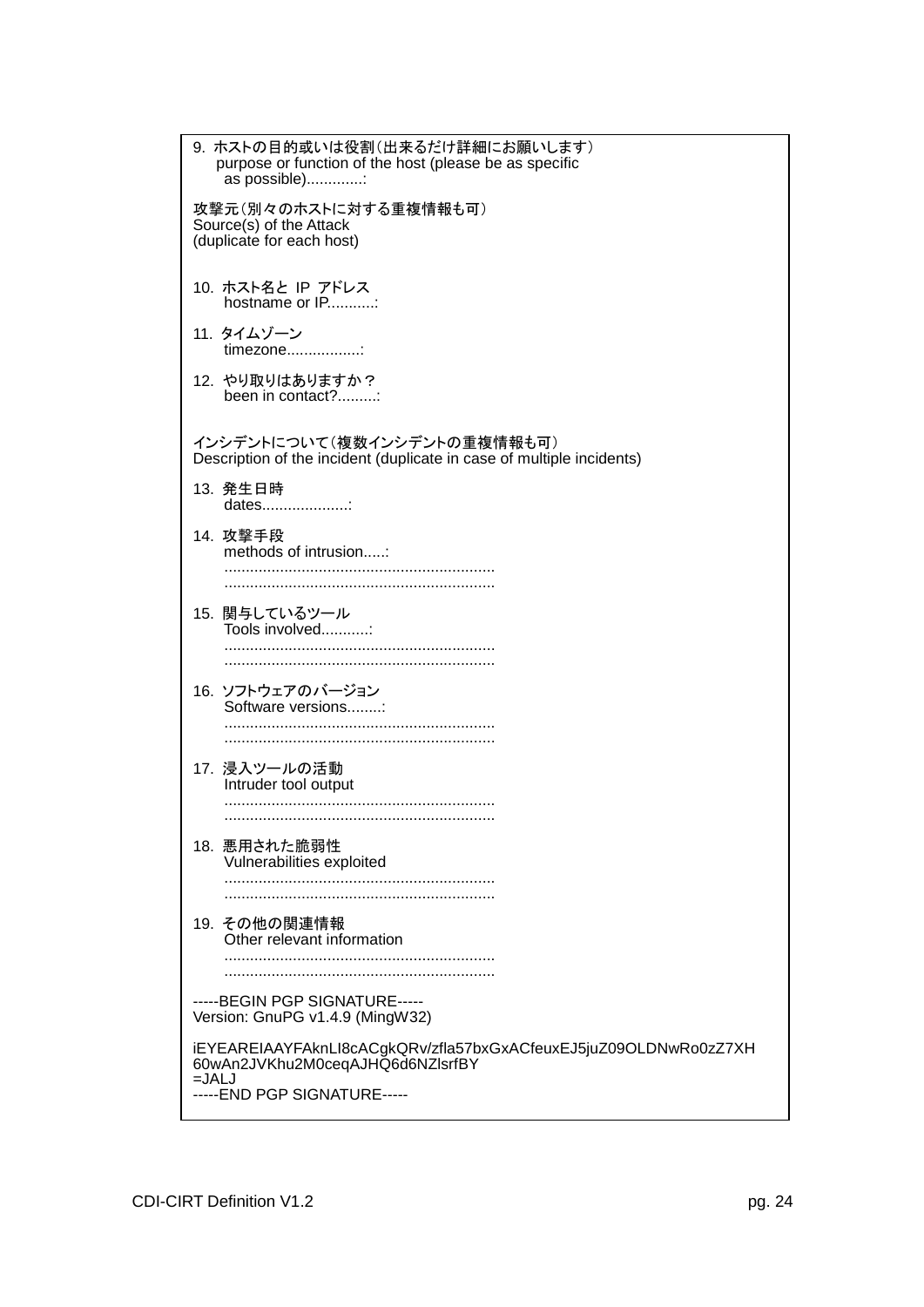9. ホストの目的或いは役割（出来るだけ詳細にお願いします）
   purpose or function of the host (please be as specific
   as possible).............:

攻撃元（別々のホストに対する重複情報も可）
Source(s) of the Attack
(duplicate for each host)

10. ホスト名と IP アドレス
    hostname or IP...........:

11. タイムゾーン
    timezone.................:

12. やり取りはありますか？
    been in contact?.........:

インシデントについて（複数インシデントの重複情報も可）
Description of the incident (duplicate in case of multiple incidents)

13. 発生日時
    dates....................:

14. 攻撃手段
    methods of intrusion.....:
    ..............................................................
    ..............................................................

15. 関与しているツール
    Tools involved...........:
    ..............................................................
    ..............................................................

16. ソフトウェアのバージョン
    Software versions........:
    ..............................................................
    ..............................................................

17. 浸入ツールの活動
    Intruder tool output
    ..............................................................
    ..............................................................

18. 悪用された脆弱性
    Vulnerabilities exploited
    ..............................................................
    ..............................................................

19. その他の関連情報
    Other relevant information
    ..............................................................
    ..............................................................

```
-----BEGIN PGP SIGNATURE-----
Version: GnuPG v1.4.9 (MingW32)

iEYEAREIAAYFAknLI8cACgkQRv/zfla57bxGxACfeuxEJ5juZ09OLDNwRo0zZ7XH
60wAn2JVKhu2M0ceqAJHQ6d6NZlsrfBY
=JALJ
-----END PGP SIGNATURE-----
```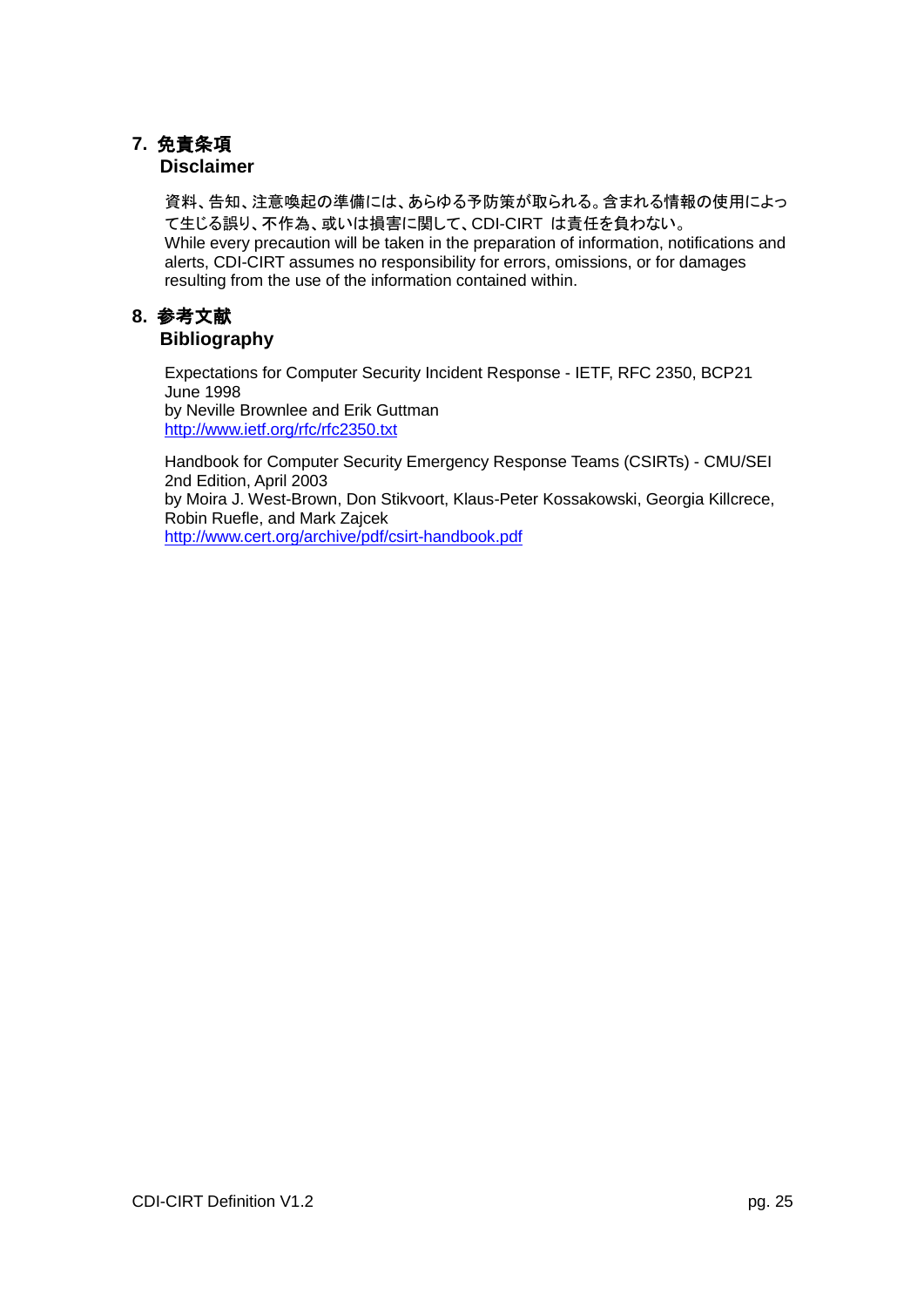## 7. 免責条項
**Disclaimer**

資料、告知、注意喚起の準備には、あらゆる予防策が取られる。含まれる情報の使用によって生じる誤り、不作為、或いは損害に関して、CDI-CIRT は責任を負わない。
While every precaution will be taken in the preparation of information, notifications and alerts, CDI-CIRT assumes no responsibility for errors, omissions, or for damages resulting from the use of the information contained within.

## 8. 参考文献
**Bibliography**

Expectations for Computer Security Incident Response - IETF, RFC 2350, BCP21
June 1998
by Neville Brownlee and Erik Guttman
http://www.ietf.org/rfc/rfc2350.txt

Handbook for Computer Security Emergency Response Teams (CSIRTs) - CMU/SEI
2nd Edition, April 2003
by Moira J. West-Brown, Don Stikvoort, Klaus-Peter Kossakowski, Georgia Killcrece, Robin Ruefle, and Mark Zajcek
http://www.cert.org/archive/pdf/csirt-handbook.pdf